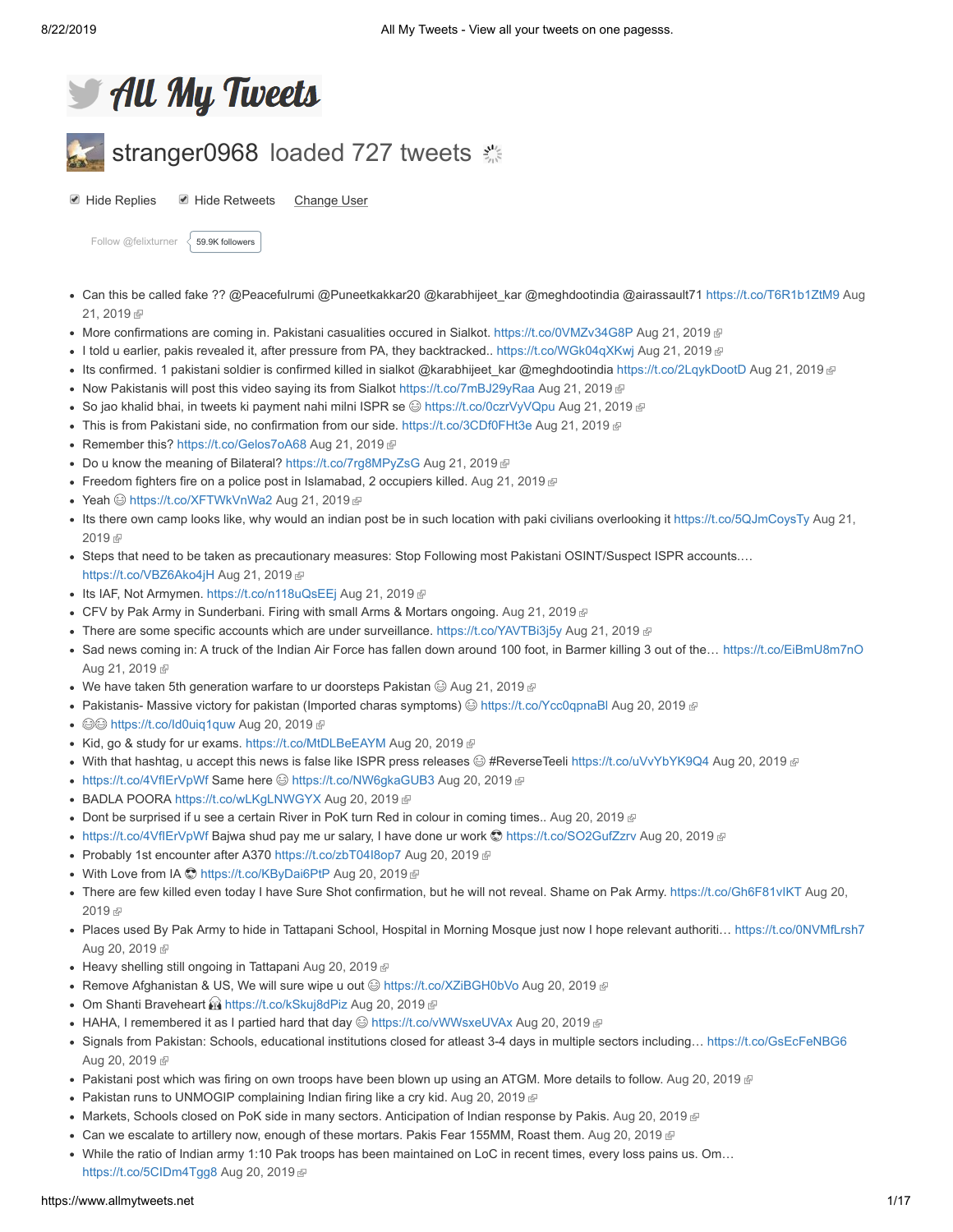# All My Tweets

## stranger0968 loaded 727 tweets

Hide Replies   Hide Retweets   Change User

Follow @felixturner   59.9K followers

- Can this be called fake ?? @Peacefulrumi @Puneetkakkar20 @karabhijeet_kar @meghdootindia @airassault71 https://t.co/T6R1b1ZtM9 Aug 21, 2019
- More confirmations are coming in. Pakistani casualities occured in Sialkot. https://t.co/0VMZv34G8P Aug 21, 2019
- I told u earlier, pakis revealed it, after pressure from PA, they backtracked.. https://t.co/WGk04qXKwj Aug 21, 2019
- Its confirmed. 1 pakistani soldier is confirmed killed in sialkot @karabhijeet_kar @meghdootindia https://t.co/2LqykDootD Aug 21, 2019
- Now Pakistanis will post this video saying its from Sialkot https://t.co/7mBJ29yRaa Aug 21, 2019
- So jao khalid bhai, in tweets ki payment nahi milni ISPR se 😊 https://t.co/0czrVyVQpu Aug 21, 2019
- This is from Pakistani side, no confirmation from our side. https://t.co/3CDf0FHt3e Aug 21, 2019
- Remember this? https://t.co/Gelos7oA68 Aug 21, 2019
- Do u know the meaning of Bilateral? https://t.co/7rg8MPyZsG Aug 21, 2019
- Freedom fighters fire on a police post in Islamabad, 2 occupiers killed. Aug 21, 2019
- Yeah 😊 https://t.co/XFTWkVnWa2 Aug 21, 2019
- Its there own camp looks like, why would an indian post be in such location with paki civilians overlooking it https://t.co/5QJmCoysTy Aug 21, 2019
- Steps that need to be taken as precautionary measures: Stop Following most Pakistani OSINT/Suspect ISPR accounts.… https://t.co/VBZ6Ako4jH Aug 21, 2019
- Its IAF, Not Armymen. https://t.co/n118uQsEEj Aug 21, 2019
- CFV by Pak Army in Sunderbani. Firing with small Arms & Mortars ongoing. Aug 21, 2019
- There are some specific accounts which are under surveillance. https://t.co/YAVTBi3j5y Aug 21, 2019
- Sad news coming in: A truck of the Indian Air Force has fallen down around 100 foot, in Barmer killing 3 out of the… https://t.co/EiBmU8m7nO Aug 21, 2019
- We have taken 5th generation warfare to ur doorsteps Pakistan 😊 Aug 21, 2019
- Pakistanis- Massive victory for pakistan (Imported charas symptoms) 😊 https://t.co/Ycc0qpnaBl Aug 20, 2019
- 😊😊 https://t.co/Id0uiq1quw Aug 20, 2019
- Kid, go & study for ur exams. https://t.co/MtDLBeEAYM Aug 20, 2019
- With that hashtag, u accept this news is false like ISPR press releases 😊 #ReverseTeeli https://t.co/uVvYbYK9Q4 Aug 20, 2019
- https://t.co/4VfIErVpWf Same here 😊 https://t.co/NW6gkaGUB3 Aug 20, 2019
- BADLA POORA https://t.co/wLKgLNWGYX Aug 20, 2019
- Dont be surprised if u see a certain River in PoK turn Red in colour in coming times.. Aug 20, 2019
- https://t.co/4VfIErVpWf Bajwa shud pay me ur salary, I have done ur work 😎 https://t.co/SO2GufZzrv Aug 20, 2019
- Probably 1st encounter after A370 https://t.co/zbT04I8op7 Aug 20, 2019
- With Love from IA 😎 https://t.co/KByDai6PtP Aug 20, 2019
- There are few killed even today I have Sure Shot confirmation, but he will not reveal. Shame on Pak Army. https://t.co/Gh6F81vIKT Aug 20, 2019
- Places used By Pak Army to hide in Tattapani School, Hospital in Morning Mosque just now I hope relevant authoriti… https://t.co/0NVMfLrsh7 Aug 20, 2019
- Heavy shelling still ongoing in Tattapani Aug 20, 2019
- Remove Afghanistan & US, We will sure wipe u out 😊 https://t.co/XZiBGH0bVo Aug 20, 2019
- Om Shanti Braveheart 🎧 https://t.co/kSkuj8dPiz Aug 20, 2019
- HAHA, I remembered it as I partied hard that day 😊 https://t.co/vWWsxeUVAx Aug 20, 2019
- Signals from Pakistan: Schools, educational institutions closed for atleast 3-4 days in multiple sectors including… https://t.co/GsEcFeNBG6 Aug 20, 2019
- Pakistani post which was firing on own troops have been blown up using an ATGM. More details to follow. Aug 20, 2019
- Pakistan runs to UNMOGIP complaining Indian firing like a cry kid. Aug 20, 2019
- Markets, Schools closed on PoK side in many sectors. Anticipation of Indian response by Pakis. Aug 20, 2019
- Can we escalate to artillery now, enough of these mortars. Pakis Fear 155MM, Roast them. Aug 20, 2019
- While the ratio of Indian army 1:10 Pak troops has been maintained on LoC in recent times, every loss pains us. Om… https://t.co/5CIDm4Tgg8 Aug 20, 2019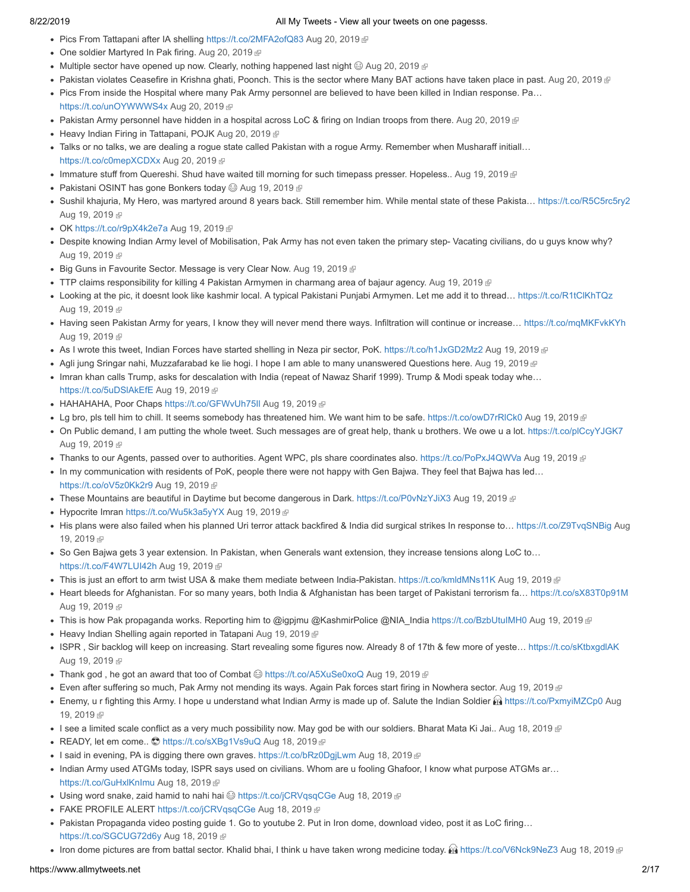- Pics From Tattapani after IA shelling https://t.co/2MFA2ofQ83 Aug 20, 2019
- One soldier Martyred In Pak firing. Aug 20, 2019
- Multiple sector have opened up now. Clearly, nothing happened last night 😊 Aug 20, 2019
- Pakistan violates Ceasefire in Krishna ghati, Poonch. This is the sector where Many BAT actions have taken place in past. Aug 20, 2019
- Pics From inside the Hospital where many Pak Army personnel are believed to have been killed in Indian response. Pa… https://t.co/unOYWWWS4x Aug 20, 2019
- Pakistan Army personnel have hidden in a hospital across LoC & firing on Indian troops from there. Aug 20, 2019
- Heavy Indian Firing in Tattapani, POJK Aug 20, 2019
- Talks or no talks, we are dealing a rogue state called Pakistan with a rogue Army. Remember when Musharaff initiall… https://t.co/c0mepXCDXx Aug 20, 2019
- Immature stuff from Quereshi. Shud have waited till morning for such timepass presser. Hopeless.. Aug 19, 2019
- Pakistani OSINT has gone Bonkers today 😊 Aug 19, 2019
- Sushil khajuria, My Hero, was martyred around 8 years back. Still remember him. While mental state of these Pakista… https://t.co/R5C5rc5ry2 Aug 19, 2019
- OK https://t.co/r9pX4k2e7a Aug 19, 2019
- Despite knowing Indian Army level of Mobilisation, Pak Army has not even taken the primary step- Vacating civilians, do u guys know why? Aug 19, 2019
- Big Guns in Favourite Sector. Message is very Clear Now. Aug 19, 2019
- TTP claims responsibility for killing 4 Pakistan Armymen in charmang area of bajaur agency. Aug 19, 2019
- Looking at the pic, it doesnt look like kashmir local. A typical Pakistani Punjabi Armymen. Let me add it to thread… https://t.co/R1tClKhTQz Aug 19, 2019
- Having seen Pakistan Army for years, I know they will never mend there ways. Infiltration will continue or increase… https://t.co/mqMKFvkKYh Aug 19, 2019
- As I wrote this tweet, Indian Forces have started shelling in Neza pir sector, PoK. https://t.co/h1JxGD2Mz2 Aug 19, 2019
- Agli jung Sringar nahi, Muzzafarabad ke lie hogi. I hope I am able to many unanswered Questions here. Aug 19, 2019
- Imran khan calls Trump, asks for descalation with India (repeat of Nawaz Sharif 1999). Trump & Modi speak today whe… https://t.co/5uDSlAkEfE Aug 19, 2019
- HAHAHAHA, Poor Chaps https://t.co/GFWvUh75Il Aug 19, 2019
- Lg bro, pls tell him to chill. It seems somebody has threatened him. We want him to be safe. https://t.co/owD7rRlCk0 Aug 19, 2019
- On Public demand, I am putting the whole tweet. Such messages are of great help, thank u brothers. We owe u a lot. https://t.co/plCcyYJGK7 Aug 19, 2019
- Thanks to our Agents, passed over to authorities. Agent WPC, pls share coordinates also. https://t.co/PoPxJ4QWVa Aug 19, 2019
- In my communication with residents of PoK, people there were not happy with Gen Bajwa. They feel that Bajwa has led… https://t.co/oV5z0Kk2r9 Aug 19, 2019
- These Mountains are beautiful in Daytime but become dangerous in Dark. https://t.co/P0vNzYJiX3 Aug 19, 2019
- Hypocrite Imran https://t.co/Wu5k3a5yYX Aug 19, 2019
- His plans were also failed when his planned Uri terror attack backfired & India did surgical strikes In response to… https://t.co/Z9TvqSNBig Aug 19, 2019
- So Gen Bajwa gets 3 year extension. In Pakistan, when Generals want extension, they increase tensions along LoC to… https://t.co/F4W7LUI42h Aug 19, 2019
- This is just an effort to arm twist USA & make them mediate between India-Pakistan. https://t.co/kmldMNs11K Aug 19, 2019
- Heart bleeds for Afghanistan. For so many years, both India & Afghanistan has been target of Pakistani terrorism fa… https://t.co/sX83T0p91M Aug 19, 2019
- This is how Pak propaganda works. Reporting him to @igpjmu @KashmirPolice @NIA_India https://t.co/BzbUtuIMH0 Aug 19, 2019
- Heavy Indian Shelling again reported in Tatapani Aug 19, 2019
- ISPR , Sir backlog will keep on increasing. Start revealing some figures now. Already 8 of 17th & few more of yeste… https://t.co/sKtbxgdlAK Aug 19, 2019
- Thank god , he got an award that too of Combat 😊 https://t.co/A5XuSe0xoQ Aug 19, 2019
- Even after suffering so much, Pak Army not mending its ways. Again Pak forces start firing in Nowhera sector. Aug 19, 2019
- Enemy, u r fighting this Army. I hope u understand what Indian Army is made up of. Salute the Indian Soldier 🎧 https://t.co/PxmyiMZCp0 Aug 19, 2019
- I see a limited scale conflict as a very much possibility now. May god be with our soldiers. Bharat Mata Ki Jai.. Aug 18, 2019
- READY, let em come.. 😎 https://t.co/sXBg1Vs9uQ Aug 18, 2019
- I said in evening, PA is digging there own graves. https://t.co/bRz0DgjLwm Aug 18, 2019
- Indian Army used ATGMs today, ISPR says used on civilians. Whom are u fooling Ghafoor, I know what purpose ATGMs ar… https://t.co/GuHxlKnImu Aug 18, 2019
- Using word snake, zaid hamid to nahi hai 😊 https://t.co/jCRVqsqCGe Aug 18, 2019
- FAKE PROFILE ALERT https://t.co/jCRVqsqCGe Aug 18, 2019
- Pakistan Propaganda video posting guide 1. Go to youtube 2. Put in Iron dome, download video, post it as LoC firing… https://t.co/SGCUG72d6y Aug 18, 2019
- Iron dome pictures are from battal sector. Khalid bhai, I think u have taken wrong medicine today. 🎧 https://t.co/V6Nck9NeZ3 Aug 18, 2019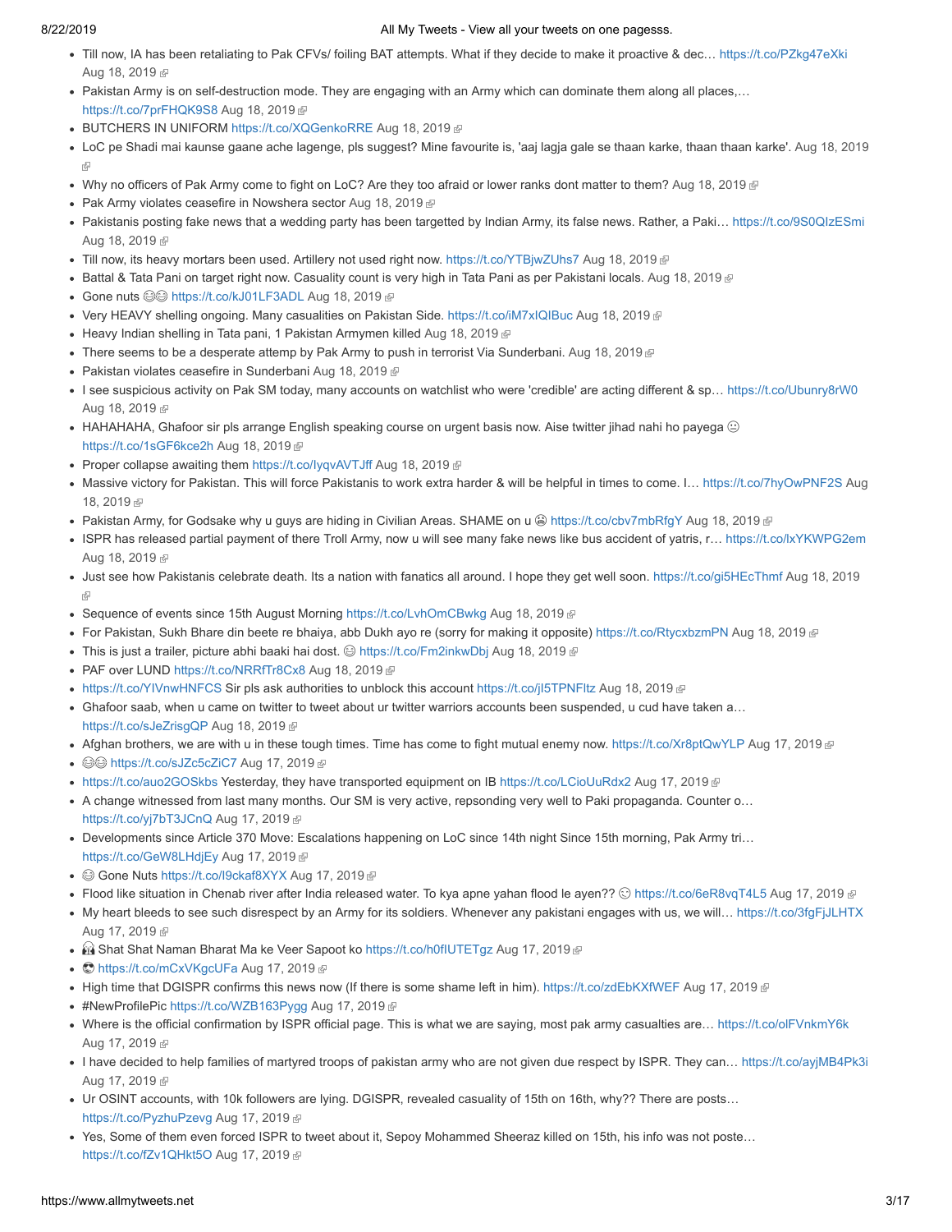- Till now, IA has been retaliating to Pak CFVs/ foiling BAT attempts. What if they decide to make it proactive & dec… https://t.co/PZkg47eXki Aug 18, 2019 🗗
- Pakistan Army is on self-destruction mode. They are engaging with an Army which can dominate them along all places,… https://t.co/7prFHQK9S8 Aug 18, 2019 🗗
- BUTCHERS IN UNIFORM https://t.co/XQGenkoRRE Aug 18, 2019 🗗
- LoC pe Shadi mai kaunse gaane ache lagenge, pls suggest? Mine favourite is, 'aaj lagja gale se thaan karke, thaan thaan karke'. Aug 18, 2019 🗗
- Why no officers of Pak Army come to fight on LoC? Are they too afraid or lower ranks dont matter to them? Aug 18, 2019 🗗
- Pak Army violates ceasefire in Nowshera sector Aug 18, 2019 🗗
- Pakistanis posting fake news that a wedding party has been targetted by Indian Army, its false news. Rather, a Paki… https://t.co/9S0QIzESmi Aug 18, 2019 🗗
- Till now, its heavy mortars been used. Artillery not used right now. https://t.co/YTBjwZUhs7 Aug 18, 2019 🗗
- Battal & Tata Pani on target right now. Casuality count is very high in Tata Pani as per Pakistani locals. Aug 18, 2019 🗗
- Gone nuts 😂😂 https://t.co/kJ01LF3ADL Aug 18, 2019 🗗
- Very HEAVY shelling ongoing. Many casualities on Pakistan Side. https://t.co/iM7xIQIBuc Aug 18, 2019 🗗
- Heavy Indian shelling in Tata pani, 1 Pakistan Armymen killed Aug 18, 2019 🗗
- There seems to be a desperate attemp by Pak Army to push in terrorist Via Sunderbani. Aug 18, 2019 🗗
- Pakistan violates ceasefire in Sunderbani Aug 18, 2019 🗗
- I see suspicious activity on Pak SM today, many accounts on watchlist who were 'credible' are acting different & sp… https://t.co/Ubunry8rW0 Aug 18, 2019 🗗
- HAHAHAHA, Ghafoor sir pls arrange English speaking course on urgent basis now. Aise twitter jihad nahi ho payega 🙂 https://t.co/1sGF6kce2h Aug 18, 2019 🗗
- Proper collapse awaiting them https://t.co/lyqvAVTJff Aug 18, 2019 🗗
- Massive victory for Pakistan. This will force Pakistanis to work extra harder & will be helpful in times to come. I… https://t.co/7hyOwPNF2S Aug 18, 2019 🗗
- Pakistan Army, for Godsake why u guys are hiding in Civilian Areas. SHAME on u 😠 https://t.co/cbv7mbRfgY Aug 18, 2019 🗗
- ISPR has released partial payment of there Troll Army, now u will see many fake news like bus accident of yatris, r… https://t.co/lxYKWPG2em Aug 18, 2019 🗗
- Just see how Pakistanis celebrate death. Its a nation with fanatics all around. I hope they get well soon. https://t.co/gi5HEcThmf Aug 18, 2019 🗗
- Sequence of events since 15th August Morning https://t.co/LvhOmCBwkg Aug 18, 2019 🗗
- For Pakistan, Sukh Bhare din beete re bhaiya, abb Dukh ayo re (sorry for making it opposite) https://t.co/RtycxbzmPN Aug 18, 2019 🗗
- This is just a trailer, picture abhi baaki hai dost. 😉 https://t.co/Fm2inkwDbj Aug 18, 2019 🗗
- PAF over LUND https://t.co/NRRfTr8Cx8 Aug 18, 2019 🗗
- https://t.co/YIVnwHNFCS Sir pls ask authorities to unblock this account https://t.co/jI5TPNFltz Aug 18, 2019 🗗
- Ghafoor saab, when u came on twitter to tweet about ur twitter warriors accounts been suspended, u cud have taken a… https://t.co/sJeZrisgQP Aug 18, 2019 🗗
- Afghan brothers, we are with u in these tough times. Time has come to fight mutual enemy now. https://t.co/Xr8ptQwYLP Aug 17, 2019 🗗
- 😂😂 https://t.co/sJZc5cZiC7 Aug 17, 2019 🗗
- https://t.co/auo2GOSkbs Yesterday, they have transported equipment on IB https://t.co/LCioUuRdx2 Aug 17, 2019 🗗
- A change witnessed from last many months. Our SM is very active, repsonding very well to Paki propaganda. Counter o… https://t.co/yj7bT3JCnQ Aug 17, 2019 🗗
- Developments since Article 370 Move: Escalations happening on LoC since 14th night Since 15th morning, Pak Army tri… https://t.co/GeW8LHdjEy Aug 17, 2019 🗗
- 😂 Gone Nuts https://t.co/l9ckaf8XYX Aug 17, 2019 🗗
- Flood like situation in Chenab river after India released water. To kya apne yahan flood le ayen?? 😏 https://t.co/6eR8vqT4L5 Aug 17, 2019 🗗
- My heart bleeds to see such disrespect by an Army for its soldiers. Whenever any pakistani engages with us, we will… https://t.co/3fgFjJLHTX Aug 17, 2019 🗗
- 🎧 Shat Shat Naman Bharat Ma ke Veer Sapoot ko https://t.co/h0fIUTETgz Aug 17, 2019 🗗
- 😎 https://t.co/mCxVKgcUFa Aug 17, 2019 🗗
- High time that DGISPR confirms this news now (If there is some shame left in him). https://t.co/zdEbKXfWEF Aug 17, 2019 🗗
- #NewProfilePic https://t.co/WZB163Pygg Aug 17, 2019 🗗
- Where is the official confirmation by ISPR official page. This is what we are saying, most pak army casualties are… https://t.co/olFVnkmY6k Aug 17, 2019 🗗
- I have decided to help families of martyred troops of pakistan army who are not given due respect by ISPR. They can… https://t.co/ayjMB4Pk3i Aug 17, 2019 🗗
- Ur OSINT accounts, with 10k followers are lying. DGISPR, revealed casuality of 15th on 16th, why?? There are posts… https://t.co/PyzhuPzevg Aug 17, 2019 🗗
- Yes, Some of them even forced ISPR to tweet about it, Sepoy Mohammed Sheeraz killed on 15th, his info was not poste… https://t.co/fZv1QHkt5O Aug 17, 2019 🗗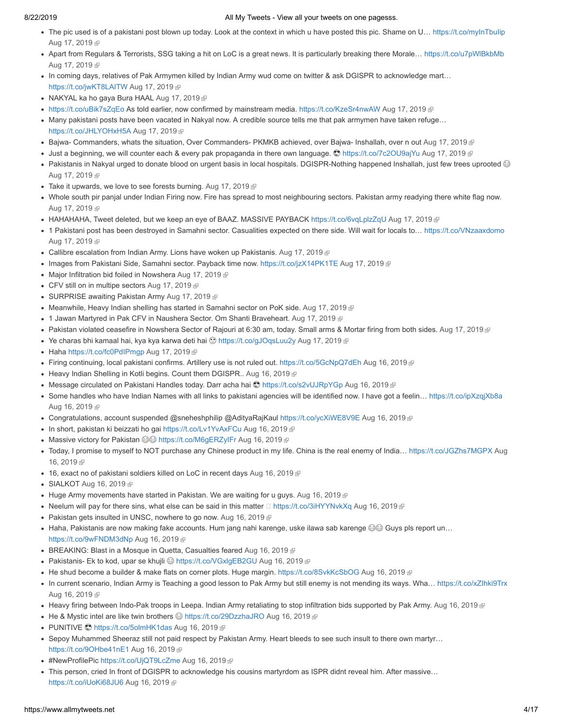- The pic used is of a pakistani post blown up today. Look at the context in which u have posted this pic. Shame on U… https://t.co/myInTbuIip Aug 17, 2019
- Apart from Regulars & Terrorists, SSG taking a hit on LoC is a great news. It is particularly breaking there Morale… https://t.co/u7pWlBkbMb Aug 17, 2019
- In coming days, relatives of Pak Armymen killed by Indian Army wud come on twitter & ask DGISPR to acknowledge mart… https://t.co/jwKT8LAITW Aug 17, 2019
- NAKYAL ka ho gaya Bura HAAL Aug 17, 2019
- https://t.co/uBik7sZqEo As told earlier, now confirmed by mainstream media. https://t.co/KzeSr4nwAW Aug 17, 2019
- Many pakistani posts have been vacated in Nakyal now. A credible source tells me that pak armymen have taken refuge… https://t.co/JHLYOHxH5A Aug 17, 2019
- Bajwa- Commanders, whats the situation, Over Commanders- PKMKB achieved, over Bajwa- Inshallah, over n out Aug 17, 2019
- Just a beginning, we will counter each & every pak propaganda in there own language. 😎 https://t.co/7c2OU9ajYu Aug 17, 2019
- Pakistanis in Nakyal urged to donate blood on urgent basis in local hospitals. DGISPR-Nothing happened Inshallah, just few trees uprooted 😊 Aug 17, 2019
- Take it upwards, we love to see forests burning. Aug 17, 2019
- Whole south pir panjal under Indian Firing now. Fire has spread to most neighbouring sectors. Pakistan army readying there white flag now. Aug 17, 2019
- HAHAHAHA, Tweet deleted, but we keep an eye of BAAZ. MASSIVE PAYBACK https://t.co/6vqLplzZqU Aug 17, 2019
- 1 Pakistani post has been destroyed in Samahni sector. Casualities expected on there side. Will wait for locals to… https://t.co/VNzaaxdomo Aug 17, 2019
- Callibre escalation from Indian Army. Lions have woken up Pakistanis. Aug 17, 2019
- Images from Pakistani Side, Samahni sector. Payback time now. https://t.co/jzX14PK1TE Aug 17, 2019
- Major Infiltration bid foiled in Nowshera Aug 17, 2019
- CFV still on in multipe sectors Aug 17, 2019
- SURPRISE awaiting Pakistan Army Aug 17, 2019
- Meanwhile, Heavy Indian shelling has started in Samahni sector on PoK side. Aug 17, 2019
- 1 Jawan Martyred in Pak CFV in Naushera Sector. Om Shanti Braveheart. Aug 17, 2019
- Pakistan violated ceasefire in Nowshera Sector of Rajouri at 6:30 am, today. Small arms & Mortar firing from both sides. Aug 17, 2019
- Ye charas bhi kamaal hai, kya kya karwa deti hai 🙄 https://t.co/gJOqsLuu2y Aug 17, 2019
- Haha https://t.co/fc0PdIPmgp Aug 17, 2019
- Firing continuing, local pakistani confirms. Artillery use is not ruled out. https://t.co/5GcNpQ7dEh Aug 16, 2019
- Heavy Indian Shelling in Kotli begins. Count them DGISPR.. Aug 16, 2019
- Message circulated on Pakistani Handles today. Darr acha hai 😎 https://t.co/s2vUJRpYGp Aug 16, 2019
- Some handles who have Indian Names with all links to pakistani agencies will be identified now. I have got a feelin… https://t.co/ipXzqjXb8a Aug 16, 2019
- Congratulations, account suspended @sneheshphilip @AdityaRajKaul https://t.co/ycXiWE8V9E Aug 16, 2019
- In short, pakistan ki beizzati ho gai https://t.co/Lv1YvAxFCu Aug 16, 2019
- Massive victory for Pakistan 😂😂 https://t.co/M6gERZyIFr Aug 16, 2019
- Today, I promise to myself to NOT purchase any Chinese product in my life. China is the real enemy of India… https://t.co/JGZhs7MGPX Aug 16, 2019
- 16, exact no of pakistani soldiers killed on LoC in recent days Aug 16, 2019
- SIALKOT Aug 16, 2019
- Huge Army movements have started in Pakistan. We are waiting for u guys. Aug 16, 2019
- Neelum will pay for there sins, what else can be said in this matter https://t.co/3iHYYNvkXq Aug 16, 2019
- Pakistan gets insulted in UNSC, nowhere to go now. Aug 16, 2019
- Haha, Pakistanis are now making fake accounts. Hum jang nahi karenge, uske ilawa sab karenge 😂😂 Guys pls report un… https://t.co/9wFNDM3dNp Aug 16, 2019
- BREAKING: Blast in a Mosque in Quetta, Casualties feared Aug 16, 2019
- Pakistanis- Ek to kod, upar se khujli 😊 https://t.co/VGxlgEB2GU Aug 16, 2019
- He shud become a builder & make flats on corner plots. Huge margin. https://t.co/8SvkKcSbOG Aug 16, 2019
- In current scenario, Indian Army is Teaching a good lesson to Pak Army but still enemy is not mending its ways. Wha… https://t.co/xZIhki9Trx Aug 16, 2019
- Heavy firing between Indo-Pak troops in Leepa. Indian Army retaliating to stop infiltration bids supported by Pak Army. Aug 16, 2019
- He & Mystic intel are like twin brothers 😊 https://t.co/29DzzhaJRO Aug 16, 2019
- PUNITIVE 😎 https://t.co/5olmHK1das Aug 16, 2019
- Sepoy Muhammed Sheeraz still not paid respect by Pakistan Army. Heart bleeds to see such insult to there own martyr… https://t.co/9OHbe41nE1 Aug 16, 2019
- #NewProfilePic https://t.co/UjQT9LcZme Aug 16, 2019
- This person, cried In front of DGISPR to acknowledge his cousins martyrdom as ISPR didnt reveal him. After massive… https://t.co/iUoKi68JU6 Aug 16, 2019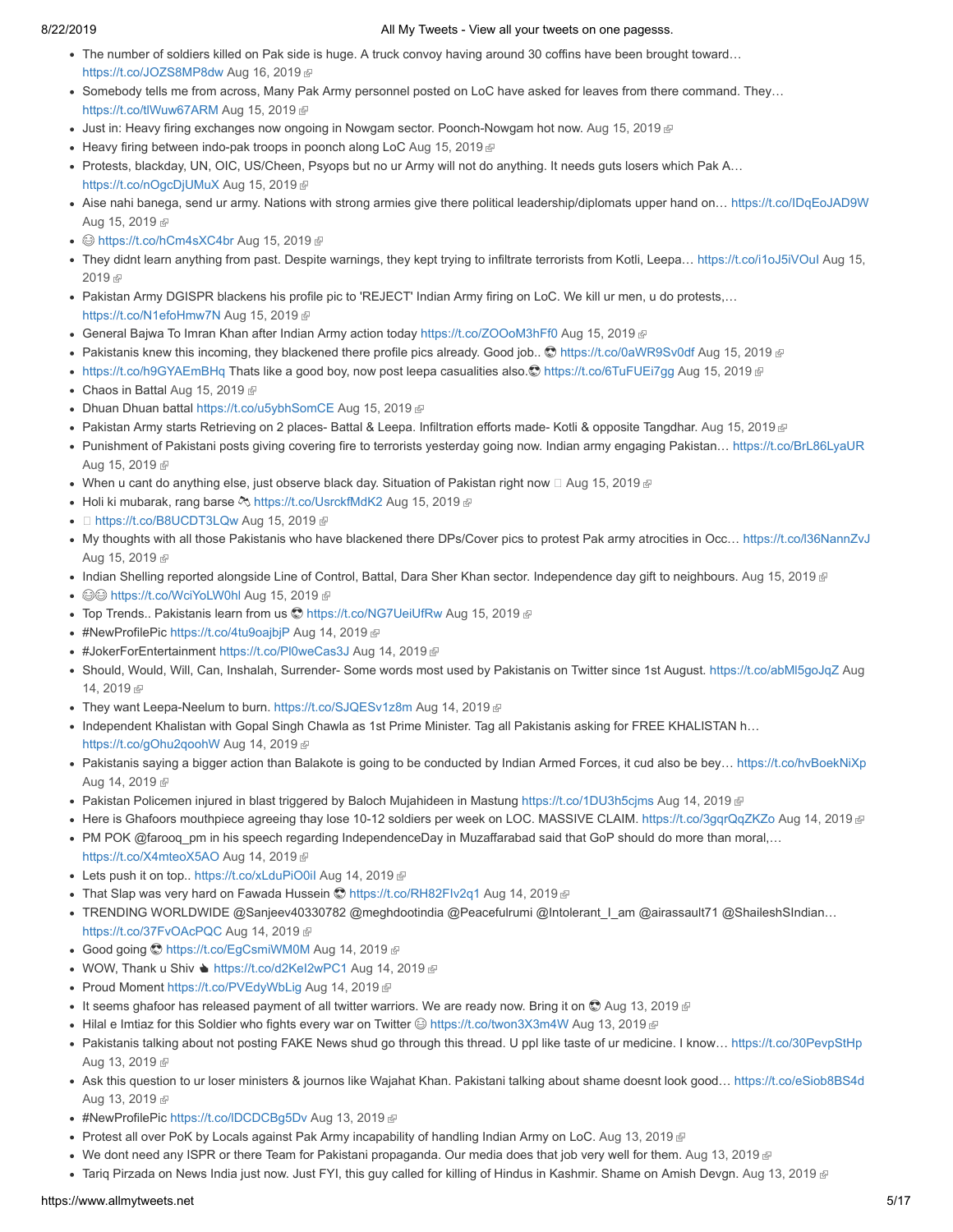- The number of soldiers killed on Pak side is huge. A truck convoy having around 30 coffins have been brought toward… https://t.co/JOZS8MP8dw Aug 16, 2019
- Somebody tells me from across, Many Pak Army personnel posted on LoC have asked for leaves from there command. They… https://t.co/tlWuw67ARM Aug 15, 2019
- Just in: Heavy firing exchanges now ongoing in Nowgam sector. Poonch-Nowgam hot now. Aug 15, 2019
- Heavy firing between indo-pak troops in poonch along LoC Aug 15, 2019
- Protests, blackday, UN, OIC, US/Cheen, Psyops but no ur Army will not do anything. It needs guts losers which Pak A… https://t.co/nOgcDjUMuX Aug 15, 2019
- Aise nahi banega, send ur army. Nations with strong armies give there political leadership/diplomats upper hand on… https://t.co/IDqEoJAD9W Aug 15, 2019
- 😊 https://t.co/hCm4sXC4br Aug 15, 2019
- They didnt learn anything from past. Despite warnings, they kept trying to infiltrate terrorists from Kotli, Leepa… https://t.co/i1oJ5iVOuI Aug 15, 2019
- Pakistan Army DGISPR blackens his profile pic to 'REJECT' Indian Army firing on LoC. We kill ur men, u do protests,… https://t.co/N1efoHmw7N Aug 15, 2019
- General Bajwa To Imran Khan after Indian Army action today https://t.co/ZOOoM3hFf0 Aug 15, 2019
- Pakistanis knew this incoming, they blackened there profile pics already. Good job.. 😎 https://t.co/0aWR9Sv0df Aug 15, 2019
- https://t.co/h9GYAEmBHq Thats like a good boy, now post leepa casualities also.😎 https://t.co/6TuFUEi7gg Aug 15, 2019
- Chaos in Battal Aug 15, 2019
- Dhuan Dhuan battal https://t.co/u5ybhSomCE Aug 15, 2019
- Pakistan Army starts Retrieving on 2 places- Battal & Leepa. Infiltration efforts made- Kotli & opposite Tangdhar. Aug 15, 2019
- Punishment of Pakistani posts giving covering fire to terrorists yesterday going now. Indian army engaging Pakistan… https://t.co/BrL86LyaUR Aug 15, 2019
- When u cant do anything else, just observe black day. Situation of Pakistan right now  Aug 15, 2019
- Holi ki mubarak, rang barse 🎨 https://t.co/UsrckfMdK2 Aug 15, 2019
-  https://t.co/B8UCDT3LQw Aug 15, 2019
- My thoughts with all those Pakistanis who have blackened there DPs/Cover pics to protest Pak army atrocities in Occ… https://t.co/l36NannZvJ Aug 15, 2019
- Indian Shelling reported alongside Line of Control, Battal, Dara Sher Khan sector. Independence day gift to neighbours. Aug 15, 2019
- 😊😊 https://t.co/WciYoLW0hl Aug 15, 2019
- Top Trends.. Pakistanis learn from us 😎 https://t.co/NG7UeiUfRw Aug 15, 2019
- #NewProfilePic https://t.co/4tu9oajbjP Aug 14, 2019
- #JokerForEntertainment https://t.co/Pl0weCas3J Aug 14, 2019
- Should, Would, Will, Can, Inshalah, Surrender- Some words most used by Pakistanis on Twitter since 1st August. https://t.co/abMl5goJqZ Aug 14, 2019
- They want Leepa-Neelum to burn. https://t.co/SJQESv1z8m Aug 14, 2019
- Independent Khalistan with Gopal Singh Chawla as 1st Prime Minister. Tag all Pakistanis asking for FREE KHALISTAN h… https://t.co/gOhu2qoohW Aug 14, 2019
- Pakistanis saying a bigger action than Balakote is going to be conducted by Indian Armed Forces, it cud also be bey… https://t.co/hvBoekNiXp Aug 14, 2019
- Pakistan Policemen injured in blast triggered by Baloch Mujahideen in Mastung https://t.co/1DU3h5cjms Aug 14, 2019
- Here is Ghafoors mouthpiece agreeing thay lose 10-12 soldiers per week on LOC. MASSIVE CLAIM. https://t.co/3gqrQqZKZo Aug 14, 2019
- PM POK @farooq_pm in his speech regarding IndependenceDay in Muzaffarabad said that GoP should do more than moral,… https://t.co/X4mteoX5AO Aug 14, 2019
- Lets push it on top.. https://t.co/xLduPiO0il Aug 14, 2019
- That Slap was very hard on Fawada Hussein 😎 https://t.co/RH82Flv2q1 Aug 14, 2019
- TRENDING WORLDWIDE @Sanjeev40330782 @meghdootindia @Peacefulrumi @Intolerant_I_am @airassault71 @ShaileshSIndian… https://t.co/37FvOAcPQC Aug 14, 2019
- Good going 😎 https://t.co/EgCsmiWM0M Aug 14, 2019
- WOW, Thank u Shiv 👍 https://t.co/d2KeI2wPC1 Aug 14, 2019
- Proud Moment https://t.co/PVEdyWbLig Aug 14, 2019
- It seems ghafoor has released payment of all twitter warriors. We are ready now. Bring it on 😎 Aug 13, 2019
- Hilal e Imtiaz for this Soldier who fights every war on Twitter 😊 https://t.co/twon3X3m4W Aug 13, 2019
- Pakistanis talking about not posting FAKE News shud go through this thread. U ppl like taste of ur medicine. I know… https://t.co/30PevpStHp Aug 13, 2019
- Ask this question to ur loser ministers & journos like Wajahat Khan. Pakistani talking about shame doesnt look good… https://t.co/eSiob8BS4d Aug 13, 2019
- #NewProfilePic https://t.co/lDCDCBg5Dv Aug 13, 2019
- Protest all over PoK by Locals against Pak Army incapability of handling Indian Army on LoC. Aug 13, 2019
- We dont need any ISPR or there Team for Pakistani propaganda. Our media does that job very well for them. Aug 13, 2019
- Tariq Pirzada on News India just now. Just FYI, this guy called for killing of Hindus in Kashmir. Shame on Amish Devgn. Aug 13, 2019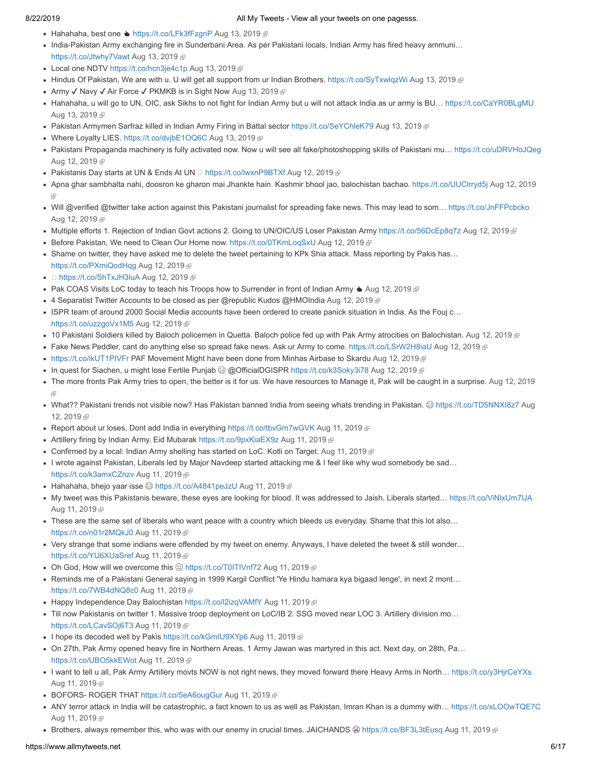- Hahahaha, best one 👆 https://t.co/LFk3fFzgnP Aug 13, 2019
- India-Pakistan Army exchanging fire in Sunderbani Area. As per Pakistani locals, Indian Army has fired heavy ammuni… https://t.co/Jtwhy7Vawt Aug 13, 2019
- Local one NDTV https://t.co/hcn3je4c1p Aug 13, 2019
- Hindus Of Pakistan, We are with u. U will get all support from ur Indian Brothers. https://t.co/SyTxwlqzWi Aug 13, 2019
- Army ✓ Navy ✓ Air Force ✓ PKMKB is in Sight Now Aug 13, 2019
- Hahahaha, u will go to UN, OIC, ask Sikhs to not fight for Indian Army but u will not attack India as ur army is BU… https://t.co/CaYR0BLgMU Aug 13, 2019
- Pakistan Armymen Sarfraz killed in Indian Army Firing in Battal sector https://t.co/SeYChleK79 Aug 13, 2019
- Where Loyalty LIES. https://t.co/dvjbE1OQ6C Aug 13, 2019
- Pakistani Propaganda machinery is fully activated now. Now u will see all fake/photoshopping skills of Pakistani mu… https://t.co/uDRVHoJQeg Aug 12, 2019
- Pakistanis Day starts at UN & Ends At UN https://t.co/lwxnP9BTXf Aug 12, 2019
- Apna ghar sambhalta nahi, doosron ke gharon mai Jhankte hain. Kashmir bhool jao, balochistan bachao. https://t.co/UUClrryd5j Aug 12, 2019
- Will @verified @twitter take action against this Pakistani journalist for spreading fake news. This may lead to som… https://t.co/JnFFPcbcko Aug 12, 2019
- Multiple efforts 1. Rejection of Indian Govt actions 2. Going to UN/OIC/US Loser Pakistan Army https://t.co/56DcEp8q7z Aug 12, 2019
- Before Pakistan, We need to Clean Our Home now. https://t.co/0TKmLoqSxU Aug 12, 2019
- Shame on twitter, they have asked me to delete the tweet pertaining to KPk Shia attack. Mass reporting by Pakis has… https://t.co/PXmiQodHqg Aug 12, 2019
- https://t.co/ShTxJH3luA Aug 12, 2019
- Pak COAS Visits LoC today to teach his Troops how to Surrender in front of Indian Army 👆 Aug 12, 2019
- 4 Separatist Twitter Accounts to be closed as per @republic Kudos @HMOIndia Aug 12, 2019
- ISPR team of around 2000 Social Media accounts have been ordered to create panick situation in India. As the Fouj c… https://t.co/uzzgoVx1M5 Aug 12, 2019
- 10 Pakistani Soldiers killed by Baloch policemen in Quetta. Baloch police fed up with Pak Army atrocities on Balochistan. Aug 12, 2019
- Fake News Peddler, cant do anything else so spread fake news. Ask ur Army to come. https://t.co/LSrW2H8iaU Aug 12, 2019
- https://t.co/ikUT1PIVFr PAF Movement Might have been done from Minhas Airbase to Skardu Aug 12, 2019
- In quest for Siachen, u might lose Fertile Punjab 😊 @OfficialDGISPR https://t.co/k3Soky3i78 Aug 12, 2019
- The more fronts Pak Army tries to open, the better is it for us. We have resources to Manage it, Pak will be caught in a surprise. Aug 12, 2019
- What?? Pakistani trends not visible now? Has Pakistan banned India from seeing whats trending in Pakistan. 😊 https://t.co/TD5NNXI8z7 Aug 12, 2019
- Report about ur loses, Dont add India in everything https://t.co/tbvGm7wGVK Aug 11, 2019
- Artillery firing by Indian Army. Eid Mubarak https://t.co/9pxKiaEX9z Aug 11, 2019
- Confirmed by a local: Indian Army shelling has started on LoC. Kotli on Target. Aug 11, 2019
- I wrote against Pakistan, Liberals led by Major Navdeep started attacking me & I feel like why wud somebody be sad… https://t.co/k3amxCZnzv Aug 11, 2019
- Hahahaha, bhejo yaar isse 😊 https://t.co/A4841peJzU Aug 11, 2019
- My tweet was this Pakistanis beware, these eyes are looking for blood. It was addressed to Jaish. Liberals started… https://t.co/ViNlxUm7UA Aug 11, 2019
- These are the same set of liberals who want peace with a country which bleeds us everyday. Shame that this lot also… https://t.co/n01r2MQkJ0 Aug 11, 2019
- Very strange that some indians were offended by my tweet on enemy. Anyways, I have deleted the tweet & still wonder… https://t.co/YU6XUaSref Aug 11, 2019
- Oh God, How will we overcome this 😕 https://t.co/T0ITlVnf72 Aug 11, 2019
- Reminds me of a Pakistani General saying in 1999 Kargil Conflict 'Ye Hindu hamara kya bigaad lenge', in next 2 mont… https://t.co/7WB4dNQ8c0 Aug 11, 2019
- Happy Independence Day Balochistan https://t.co/l2izqVAMfY Aug 11, 2019
- Till now Pakistanis on twitter 1. Massive troop deployment on LoC/IB 2. SSG moved near LOC 3. Artillery division mo… https://t.co/LCavSOj6T3 Aug 11, 2019
- I hope its decoded well by Pakis https://t.co/kGmIU9XYp6 Aug 11, 2019
- On 27th, Pak Army opened heavy fire in Northern Areas. 1 Army Jawan was martyred in this act. Next day, on 28th, Pa… https://t.co/UBO5kkEWot Aug 11, 2019
- I want to tell u all, Pak Army Artillery movts NOW is not right news, they moved forward there Heavy Arms in North… https://t.co/y3HjrCeYXs Aug 11, 2019
- BOFORS- ROGER THAT https://t.co/5eA6ougGur Aug 11, 2019
- ANY terror attack in India will be catastrophic, a fact known to us as well as Pakistan. Imran Khan is a dummy with… https://t.co/xLOOwTQE7C Aug 11, 2019
- Brothers, always remember this, who was with our enemy in crucial times. JAICHANDS 😩 https://t.co/BF3L3tEusq Aug 11, 2019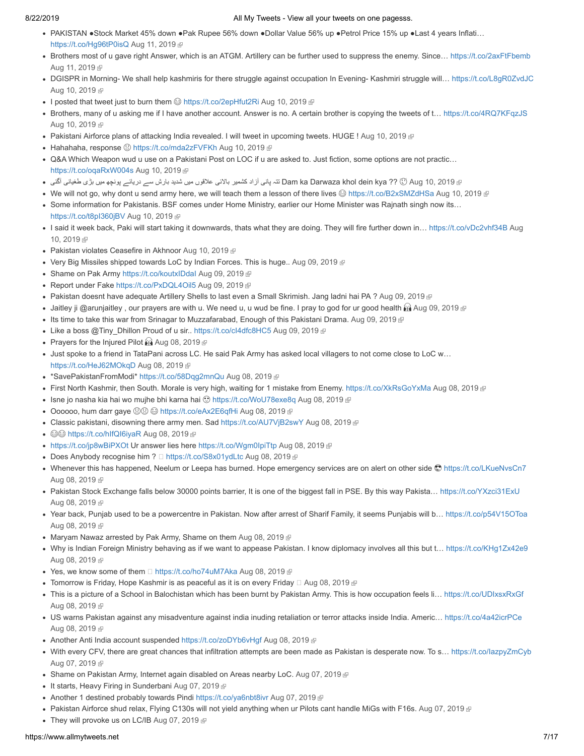- PAKISTAN ●Stock Market 45% down ●Pak Rupee 56% down ●Dollar Value 56% up ●Petrol Price 15% up ●Last 4 years Inflati… https://t.co/Hg96tP0isQ Aug 11, 2019
- Brothers most of u gave right Answer, which is an ATGM. Artillery can be further used to suppress the enemy. Since… https://t.co/2axFtFbemb Aug 11, 2019
- DGISPR in Morning- We shall help kashmiris for there struggle against occupation In Evening- Kashmiri struggle will… https://t.co/L8gR0ZvdJC Aug 10, 2019
- I posted that tweet just to burn them 😂 https://t.co/2epHfut2Ri Aug 10, 2019
- Brothers, many of u asking me if I have another account. Answer is no. A certain brother is copying the tweets of t… https://t.co/4RQ7KFqzJS Aug 10, 2019
- Pakistani Airforce plans of attacking India revealed. I will tweet in upcoming tweets. HUGE ! Aug 10, 2019
- Hahahaha, response 😆 https://t.co/mda2zFVFKh Aug 10, 2019
- Q&A Which Weapon wud u use on a Pakistani Post on LOC if u are asked to. Just fiction, some options are not practic… https://t.co/oqaRxW004s Aug 10, 2019
- تتہ پانی آزاد کشمیر بالائی علاقوں میں شدید بارش سے دریائے پونچھ میں بڑی طغیانی آگئی Dam ka Darwaza khol dein kya ?? 🙄 Aug 10, 2019
- We will not go, why dont u send army here, we will teach them a lesson of there lives 😂 https://t.co/B2xSMZdHSa Aug 10, 2019
- Some information for Pakistanis. BSF comes under Home Ministry, earlier our Home Minister was Rajnath singh now its… https://t.co/t8pI360jBV Aug 10, 2019
- I said it week back, Paki will start taking it downwards, thats what they are doing. They will fire further down in… https://t.co/vDc2vhf34B Aug 10, 2019
- Pakistan violates Ceasefire in Akhnoor Aug 10, 2019
- Very Big Missiles shipped towards LoC by Indian Forces. This is huge.. Aug 09, 2019
- Shame on Pak Army https://t.co/koutxIDdaI Aug 09, 2019
- Report under Fake https://t.co/PxDQL4Oil5 Aug 09, 2019
- Pakistan doesnt have adequate Artillery Shells to last even a Small Skrimish. Jang ladni hai PA ? Aug 09, 2019
- Jaitley ji @arunjaitley , our prayers are with u. We need u, u wud be fine. I pray to god for ur good health 🙏 Aug 09, 2019
- Its time to take this war from Srinagar to Muzzafarabad, Enough of this Pakistani Drama. Aug 09, 2019
- Like a boss @Tiny_Dhillon Proud of u sir.. https://t.co/cI4dfc8HC5 Aug 09, 2019
- Prayers for the Injured Pilot 🙏 Aug 08, 2019
- Just spoke to a friend in TataPani across LC. He said Pak Army has asked local villagers to not come close to LoC w… https://t.co/HeJ62MOkqD Aug 08, 2019
- *SavePakistanFromModi* https://t.co/58Dqg2mnQu Aug 08, 2019
- First North Kashmir, then South. Morale is very high, waiting for 1 mistake from Enemy. https://t.co/XkRsGoYxMa Aug 08, 2019
- Isne jo nasha kia hai wo mujhe bhi karna hai 😳 https://t.co/WoU78exe8q Aug 08, 2019
- Oooooo, hum darr gaye 😨😨 😂 https://t.co/eAx2E6qfHi Aug 08, 2019
- Classic pakistani, disowning there army men. Sad https://t.co/AU7VjB2swY Aug 08, 2019
- 😂😂 https://t.co/hIfQI6iyaR Aug 08, 2019
- https://t.co/jp8wBiPXOt Ur answer lies here https://t.co/Wgm0IpiTtp Aug 08, 2019
- Does Anybody recognise him ? https://t.co/S8x01ydLtc Aug 08, 2019
- Whenever this has happened, Neelum or Leepa has burned. Hope emergency services are on alert on other side 😎 https://t.co/LKueNvsCn7 Aug 08, 2019
- Pakistan Stock Exchange falls below 30000 points barrier, It is one of the biggest fall in PSE. By this way Pakista… https://t.co/YXzci31ExU Aug 08, 2019
- Year back, Punjab used to be a powercentre in Pakistan. Now after arrest of Sharif Family, it seems Punjabis will b… https://t.co/p54V15OToa Aug 08, 2019
- Maryam Nawaz arrested by Pak Army, Shame on them Aug 08, 2019
- Why is Indian Foreign Ministry behaving as if we want to appease Pakistan. I know diplomacy involves all this but t… https://t.co/KHg1Zx42e9 Aug 08, 2019
- Yes, we know some of them https://t.co/ho74uM7Aka Aug 08, 2019
- Tomorrow is Friday, Hope Kashmir is as peaceful as it is on every Friday Aug 08, 2019
- This is a picture of a School in Balochistan which has been burnt by Pakistan Army. This is how occupation feels li… https://t.co/UDIxsxRxGf Aug 08, 2019
- US warns Pakistan against any misadventure against india inuding retaliation or terror attacks inside India. Americ… https://t.co/4a42icrPCe Aug 08, 2019
- Another Anti India account suspended https://t.co/zoDYb6vHgf Aug 08, 2019
- With every CFV, there are great chances that infiltration attempts are been made as Pakistan is desperate now. To s… https://t.co/lazpyZmCyb Aug 07, 2019
- Shame on Pakistan Army, Internet again disabled on Areas nearby LoC. Aug 07, 2019
- It starts, Heavy Firing in Sunderbani Aug 07, 2019
- Another 1 destined probably towards Pindi https://t.co/ya6nbt8ivr Aug 07, 2019
- Pakistan Airforce shud relax, Flying C130s will not yield anything when ur Pilots cant handle MiGs with F16s. Aug 07, 2019
- They will provoke us on LC/IB Aug 07, 2019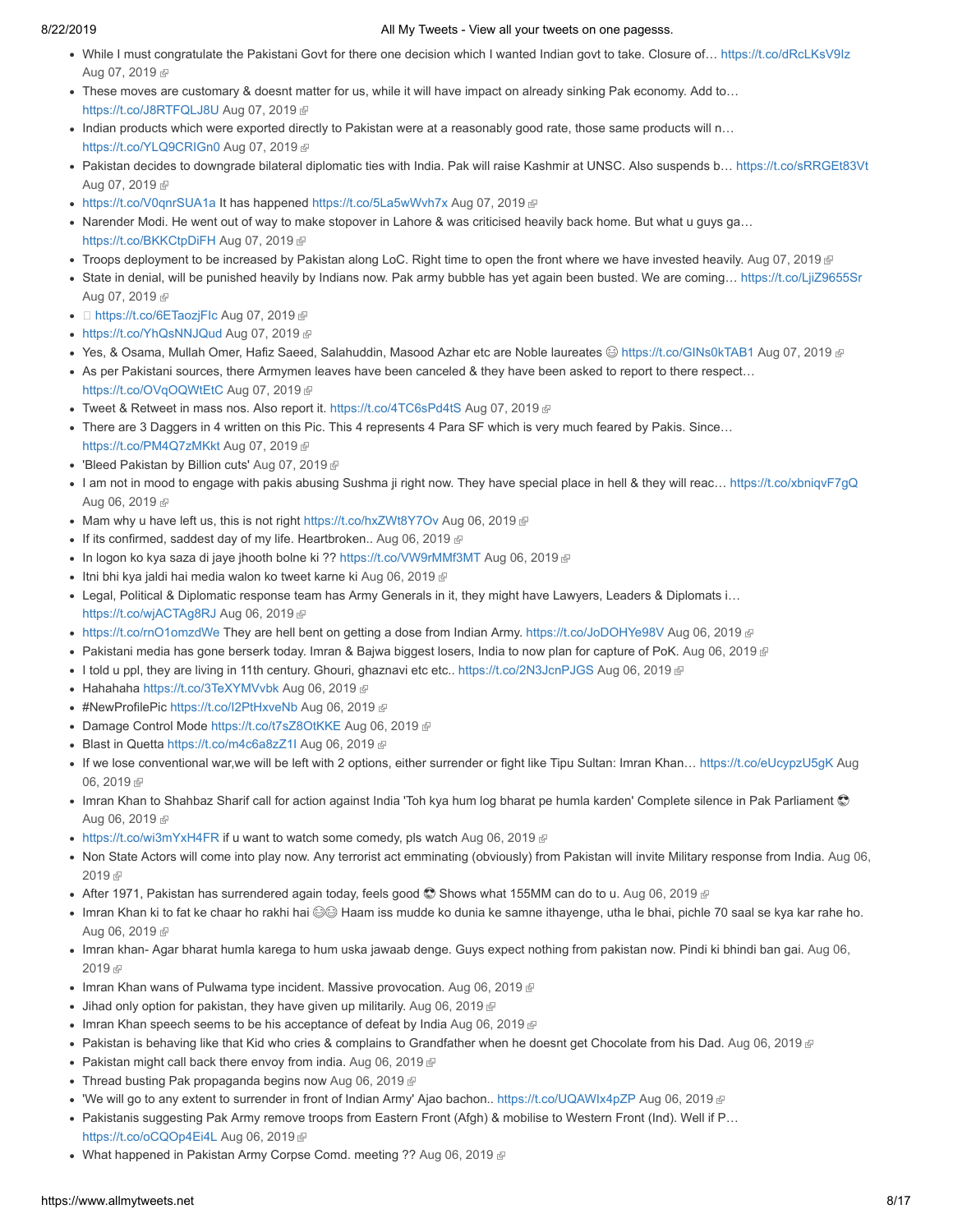- While I must congratulate the Pakistani Govt for there one decision which I wanted Indian govt to take. Closure of… https://t.co/dRcLKsV9Iz Aug 07, 2019
- These moves are customary & doesnt matter for us, while it will have impact on already sinking Pak economy. Add to… https://t.co/J8RTFQLJ8U Aug 07, 2019
- Indian products which were exported directly to Pakistan were at a reasonably good rate, those same products will n… https://t.co/YLQ9CRIGn0 Aug 07, 2019
- Pakistan decides to downgrade bilateral diplomatic ties with India. Pak will raise Kashmir at UNSC. Also suspends b… https://t.co/sRRGEt83Vt Aug 07, 2019
- https://t.co/V0qnrSUA1a It has happened https://t.co/5La5wWvh7x Aug 07, 2019
- Narender Modi. He went out of way to make stopover in Lahore & was criticised heavily back home. But what u guys ga… https://t.co/BKKCtpDiFH Aug 07, 2019
- Troops deployment to be increased by Pakistan along LoC. Right time to open the front where we have invested heavily. Aug 07, 2019
- State in denial, will be punished heavily by Indians now. Pak army bubble has yet again been busted. We are coming… https://t.co/LjiZ9655Sr Aug 07, 2019
- https://t.co/6ETaozjFIc Aug 07, 2019
- https://t.co/YhQsNNJQud Aug 07, 2019
- Yes, & Osama, Mullah Omer, Hafiz Saeed, Salahuddin, Masood Azhar etc are Noble laureates 😂 https://t.co/GINs0kTAB1 Aug 07, 2019
- As per Pakistani sources, there Armymen leaves have been canceled & they have been asked to report to there respect… https://t.co/OVqOQWtEtC Aug 07, 2019
- Tweet & Retweet in mass nos. Also report it. https://t.co/4TC6sPd4tS Aug 07, 2019
- There are 3 Daggers in 4 written on this Pic. This 4 represents 4 Para SF which is very much feared by Pakis. Since… https://t.co/PM4Q7zMKkt Aug 07, 2019
- 'Bleed Pakistan by Billion cuts' Aug 07, 2019
- I am not in mood to engage with pakis abusing Sushma ji right now. They have special place in hell & they will reac… https://t.co/xbniqvF7gQ Aug 06, 2019
- Mam why u have left us, this is not right https://t.co/hxZWt8Y7Ov Aug 06, 2019
- If its confirmed, saddest day of my life. Heartbroken.. Aug 06, 2019
- In logon ko kya saza di jaye jhooth bolne ki ?? https://t.co/VW9rMMf3MT Aug 06, 2019
- Itni bhi kya jaldi hai media walon ko tweet karne ki Aug 06, 2019
- Legal, Political & Diplomatic response team has Army Generals in it, they might have Lawyers, Leaders & Diplomats i… https://t.co/wjACTAg8RJ Aug 06, 2019
- https://t.co/rnO1omzdWe They are hell bent on getting a dose from Indian Army. https://t.co/JoDOHYe98V Aug 06, 2019
- Pakistani media has gone berserk today. Imran & Bajwa biggest losers, India to now plan for capture of PoK. Aug 06, 2019
- I told u ppl, they are living in 11th century. Ghouri, ghaznavi etc etc.. https://t.co/2N3JcnPJGS Aug 06, 2019
- Hahahaha https://t.co/3TeXYMVvbk Aug 06, 2019
- #NewProfilePic https://t.co/I2PtHxveNb Aug 06, 2019
- Damage Control Mode https://t.co/t7sZ8OtKKE Aug 06, 2019
- Blast in Quetta https://t.co/m4c6a8zZ1I Aug 06, 2019
- If we lose conventional war,we will be left with 2 options, either surrender or fight like Tipu Sultan: Imran Khan… https://t.co/eUcypzU5gK Aug 06, 2019
- Imran Khan to Shahbaz Sharif call for action against India 'Toh kya hum log bharat pe humla karden' Complete silence in Pak Parliament 😎 Aug 06, 2019
- https://t.co/wi3mYxH4FR if u want to watch some comedy, pls watch Aug 06, 2019
- Non State Actors will come into play now. Any terrorist act emminating (obviously) from Pakistan will invite Military response from India. Aug 06, 2019
- After 1971, Pakistan has surrendered again today, feels good 😎 Shows what 155MM can do to u. Aug 06, 2019
- Imran Khan ki to fat ke chaar ho rakhi hai 😂😂 Haam iss mudde ko dunia ke samne ithayenge, utha le bhai, pichle 70 saal se kya kar rahe ho. Aug 06, 2019
- Imran khan- Agar bharat humla karega to hum uska jawaab denge. Guys expect nothing from pakistan now. Pindi ki bhindi ban gai. Aug 06, 2019
- Imran Khan wans of Pulwama type incident. Massive provocation. Aug 06, 2019
- Jihad only option for pakistan, they have given up militarily. Aug 06, 2019
- Imran Khan speech seems to be his acceptance of defeat by India Aug 06, 2019
- Pakistan is behaving like that Kid who cries & complains to Grandfather when he doesnt get Chocolate from his Dad. Aug 06, 2019
- Pakistan might call back there envoy from india. Aug 06, 2019
- Thread busting Pak propaganda begins now Aug 06, 2019
- 'We will go to any extent to surrender in front of Indian Army' Ajao bachon.. https://t.co/UQAWIx4pZP Aug 06, 2019
- Pakistanis suggesting Pak Army remove troops from Eastern Front (Afgh) & mobilise to Western Front (Ind). Well if P… https://t.co/oCQOp4Ei4L Aug 06, 2019
- What happened in Pakistan Army Corpse Comd. meeting ?? Aug 06, 2019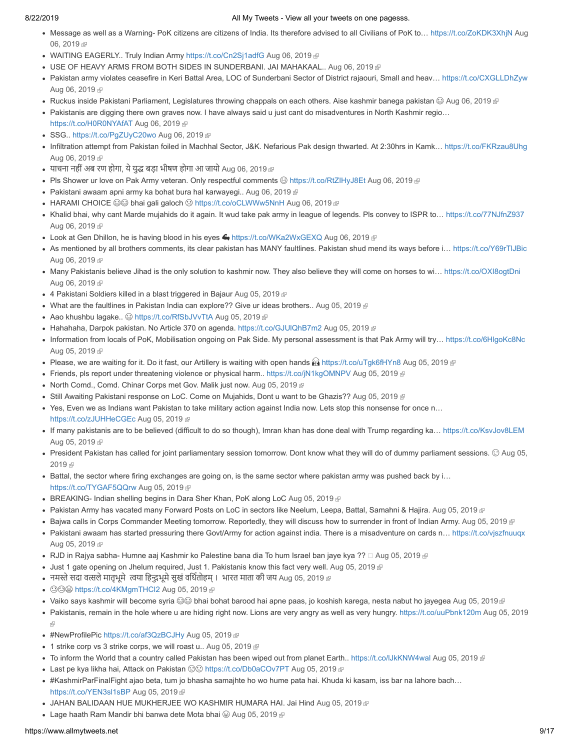- Message as well as a Warning- PoK citizens are citizens of India. Its therefore advised to all Civilians of PoK to… https://t.co/ZoKDK3XhjN Aug 06, 2019
- WAITING EAGERLY.. Truly Indian Army https://t.co/Cn2Sj1adfG Aug 06, 2019
- USE OF HEAVY ARMS FROM BOTH SIDES IN SUNDERBANI. JAI MAHAKAAL.. Aug 06, 2019
- Pakistan army violates ceasefire in Keri Battal Area, LOC of Sunderbani Sector of District rajaouri, Small and heav… https://t.co/CXGLLDhZyw Aug 06, 2019
- Ruckus inside Pakistani Parliament, Legislatures throwing chappals on each others. Aise kashmir banega pakistan 😂 Aug 06, 2019
- Pakistanis are digging there own graves now. I have always said u just cant do misadventures in North Kashmir regio… https://t.co/H0R0NYAfAT Aug 06, 2019
- SSG.. https://t.co/PgZUyC20wo Aug 06, 2019
- Infiltration attempt from Pakistan foiled in Machhal Sector, J&K. Nefarious Pak design thwarted. At 2:30hrs in Kamk… https://t.co/FKRzau8Uhg Aug 06, 2019
- याचना नहीं अब रण होगा, ये युद्ध बड़ा भीषण होगा आ जायो Aug 06, 2019
- Pls Shower ur love on Pak Army veteran. Only respectful comments 😂 https://t.co/RtZIHyJ8Et Aug 06, 2019
- Pakistani awaam apni army ka bohat bura hal karwayegi.. Aug 06, 2019
- HARAMI CHOICE 😂😂 bhai gali galoch 😕 https://t.co/oCLWWw5NnH Aug 06, 2019
- Khalid bhai, why cant Marde mujahids do it again. It wud take pak army in league of legends. Pls convey to ISPR to… https://t.co/77NJfnZ937 Aug 06, 2019
- Look at Gen Dhillon, he is having blood in his eyes 👊 https://t.co/WKa2WxGEXQ Aug 06, 2019
- As mentioned by all brothers comments, its clear pakistan has MANY faultlines. Pakistan shud mend its ways before i… https://t.co/Y69rTlJBic Aug 06, 2019
- Many Pakistanis believe Jihad is the only solution to kashmir now. They also believe they will come on horses to wi… https://t.co/OXI8ogtDni Aug 06, 2019
- 4 Pakistani Soldiers killed in a blast triggered in Bajaur Aug 05, 2019
- What are the faultlines in Pakistan India can explore?? Give ur ideas brothers.. Aug 05, 2019
- Aao khushbu lagake.. 😂 https://t.co/RfSbJVvTtA Aug 05, 2019
- Hahahaha, Darpok pakistan. No Article 370 on agenda. https://t.co/GJUlQhB7m2 Aug 05, 2019
- Information from locals of PoK, Mobilisation ongoing on Pak Side. My personal assessment is that Pak Army will try… https://t.co/6HlgoKc8Nc Aug 05, 2019
- Please, we are waiting for it. Do it fast, our Artillery is waiting with open hands 🤗 https://t.co/uTgk6fHYn8 Aug 05, 2019
- Friends, pls report under threatening violence or physical harm.. https://t.co/jN1kgOMNPV Aug 05, 2019
- North Comd., Comd. Chinar Corps met Gov. Malik just now. Aug 05, 2019
- Still Awaiting Pakistani response on LoC. Come on Mujahids, Dont u want to be Ghazis?? Aug 05, 2019
- Yes, Even we as Indians want Pakistan to take military action against India now. Lets stop this nonsense for once n… https://t.co/zJUHHeCGEc Aug 05, 2019
- If many pakistanis are to be believed (difficult to do so though), Imran khan has done deal with Trump regarding ka… https://t.co/KsvJov8LEM Aug 05, 2019
- President Pakistan has called for joint parliamentary session tomorrow. Dont know what they will do of dummy parliament sessions. 😏 Aug 05, 2019
- Battal, the sector where firing exchanges are going on, is the same sector where pakistan army was pushed back by i… https://t.co/TYGAF5QQrw Aug 05, 2019
- BREAKING- Indian shelling begins in Dara Sher Khan, PoK along LoC Aug 05, 2019
- Pakistan Army has vacated many Forward Posts on LoC in sectors like Neelum, Leepa, Battal, Samahni & Hajira. Aug 05, 2019
- Bajwa calls in Corps Commander Meeting tomorrow. Reportedly, they will discuss how to surrender in front of Indian Army. Aug 05, 2019
- Pakistani awaam has started pressuring there Govt/Army for action against india. There is a misadventure on cards n… https://t.co/vjszfnuuqx Aug 05, 2019
- RJD in Rajya sabha- Humne aaj Kashmir ko Palestine bana dia To hum Israel ban jaye kya ?? Aug 05, 2019
- Just 1 gate opening on Jhelum required, Just 1. Pakistanis know this fact very well. Aug 05, 2019
- नमस्ते सदा वत्सले मातृभूमे त्वया हिन्दुभूमे सुखं वर्धितोहम् । भारत माता की जय Aug 05, 2019
- 😏😏😂 https://t.co/4KMgmTHCI2 Aug 05, 2019
- Vaiko says kashmir will become syria 😂😂 bhai bohat barood hai apne paas, jo koshish karega, nesta nabut ho jayegea Aug 05, 2019
- Pakistanis, remain in the hole where u are hiding right now. Lions are very angry as well as very hungry. https://t.co/uuPbnk120m Aug 05, 2019
- #NewProfilePic https://t.co/af3QzBCJHy Aug 05, 2019
- 1 strike corp vs 3 strike corps, we will roast u.. Aug 05, 2019
- To inform the World that a country called Pakistan has been wiped out from planet Earth.. https://t.co/lJkKNW4wal Aug 05, 2019
- Last pe kya likha hai, Attack on Pakistan 😏😏 https://t.co/Db0aCOv7PT Aug 05, 2019
- #KashmirParFinalFight ajao beta, tum jo bhasha samajhte ho wo hume pata hai. Khuda ki kasam, iss bar na lahore bach… https://t.co/YEN3sl1sBP Aug 05, 2019
- JAHAN BALIDAAN HUE MUKHERJEE WO KASHMIR HUMARA HAI. Jai Hind Aug 05, 2019
- Lage haath Ram Mandir bhi banwa dete Mota bhai 😂 Aug 05, 2019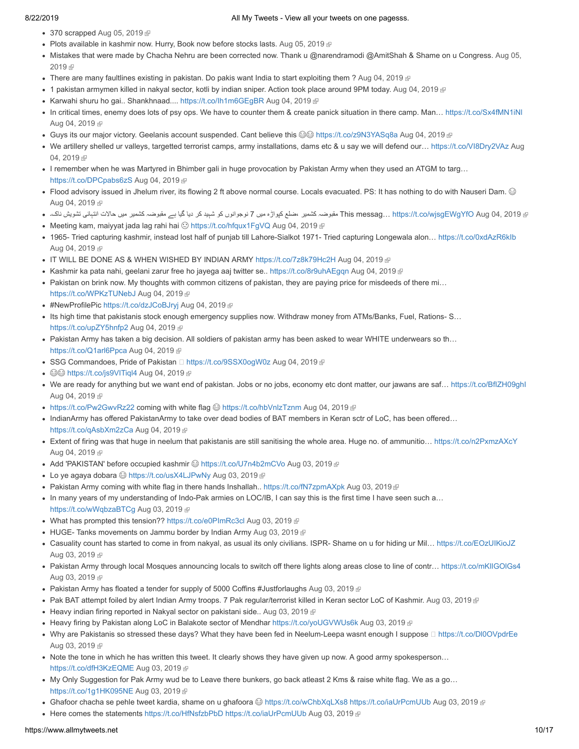- 370 scrapped Aug 05, 2019
- Plots available in kashmir now. Hurry, Book now before stocks lasts. Aug 05, 2019
- Mistakes that were made by Chacha Nehru are been corrected now. Thank u @narendramodi @AmitShah & Shame on u Congress. Aug 05, 2019
- There are many faultlines existing in pakistan. Do pakis want India to start exploiting them ? Aug 04, 2019
- 1 pakistan armymen killed in nakyal sector, kotli by indian sniper. Action took place around 9PM today. Aug 04, 2019
- Karwahi shuru ho gai.. Shankhnaad.... https://t.co/lh1m6GEgBR Aug 04, 2019
- In critical times, enemy does lots of psy ops. We have to counter them & create panick situation in there camp. Man… https://t.co/Sx4fMN1iNl Aug 04, 2019
- Guys its our major victory. Geelanis account suspended. Cant believe this 😂😂 https://t.co/z9N3YASq8a Aug 04, 2019
- We artillery shelled ur valleys, targetted terrorist camps, army installations, dams etc & u say we will defend our… https://t.co/VI8Dry2VAz Aug 04, 2019
- I remember when he was Martyred in Bhimber gali in huge provocation by Pakistan Army when they used an ATGM to targ… https://t.co/DPCpabs6zS Aug 04, 2019
- Flood advisory issued in Jhelum river, its flowing 2 ft above normal course. Locals evacuated. PS: It has nothing to do with Nauseri Dam. 😊 Aug 04, 2019
- مقبوضہ کشمیر ،ضلع کپواڑہ میں 7 نوجوانوں کو شہید کر دیا گیا ہے مقبوضہ کشمیر میں حالات انتہائی تشویش ناک۔ This messag… https://t.co/wjsgEWgYfO Aug 04, 2019
- Meeting kam, maiyyat jada lag rahi hai 😕 https://t.co/hfqux1FgVQ Aug 04, 2019
- 1965- Tried capturing kashmir, instead lost half of punjab till Lahore-Sialkot 1971- Tried capturing Longewala alon… https://t.co/0xdAzR6kIb Aug 04, 2019
- IT WILL BE DONE AS & WHEN WISHED BY INDIAN ARMY https://t.co/7z8k79Hc2H Aug 04, 2019
- Kashmir ka pata nahi, geelani zarur free ho jayega aaj twitter se.. https://t.co/8r9uhAEgqn Aug 04, 2019
- Pakistan on brink now. My thoughts with common citizens of pakistan, they are paying price for misdeeds of there mi… https://t.co/WPKzTUNebJ Aug 04, 2019
- #NewProfilePic https://t.co/dzJCoBJryj Aug 04, 2019
- Its high time that pakistanis stock enough emergency supplies now. Withdraw money from ATMs/Banks, Fuel, Rations- S… https://t.co/upZY5hnfp2 Aug 04, 2019
- Pakistan Army has taken a big decision. All soldiers of pakistan army has been asked to wear WHITE underwears so th… https://t.co/Q1arl6Ppca Aug 04, 2019
- SSG Commandoes, Pride of Pakistan □ https://t.co/9SSX0ogW0z Aug 04, 2019
- 😂😂 https://t.co/js9VITiql4 Aug 04, 2019
- We are ready for anything but we want end of pakistan. Jobs or no jobs, economy etc dont matter, our jawans are saf… https://t.co/BfIZH09ghI Aug 04, 2019
- https://t.co/Pw2GwvRz22 coming with white flag 😊 https://t.co/hbVnlzTznm Aug 04, 2019
- IndianArmy has offered PakistanArmy to take over dead bodies of BAT members in Keran sctr of LoC, has been offered… https://t.co/qAsbXm2zCa Aug 04, 2019
- Extent of firing was that huge in neelum that pakistanis are still sanitising the whole area. Huge no. of ammunitio… https://t.co/n2PxmzAXcY Aug 04, 2019
- Add 'PAKISTAN' before occupied kashmir 😊 https://t.co/U7n4b2mCVo Aug 03, 2019
- Lo ye agaya dobara 😊 https://t.co/usX4LJPwNy Aug 03, 2019
- Pakistan Army coming with white flag in there hands Inshallah.. https://t.co/fN7zpmAXpk Aug 03, 2019
- In many years of my understanding of Indo-Pak armies on LOC/IB, I can say this is the first time I have seen such a… https://t.co/wWqbzaBTCg Aug 03, 2019
- What has prompted this tension?? https://t.co/e0PImRc3cl Aug 03, 2019
- HUGE- Tanks movements on Jammu border by Indian Army Aug 03, 2019
- Casuality count has started to come in from nakyal, as usual its only civilians. ISPR- Shame on u for hiding ur Mil… https://t.co/EOzUIKioJZ Aug 03, 2019
- Pakistan Army through local Mosques announcing locals to switch off there lights along areas close to line of contr… https://t.co/mKlIGOlGs4 Aug 03, 2019
- Pakistan Army has floated a tender for supply of 5000 Coffins #Justforlaughs Aug 03, 2019
- Pak BAT attempt foiled by alert Indian Army troops. 7 Pak regular/terrorist killed in Keran sector LoC of Kashmir. Aug 03, 2019
- Heavy indian firing reported in Nakyal sector on pakistani side.. Aug 03, 2019
- Heavy firing by Pakistan along LoC in Balakote sector of Mendhar https://t.co/yoUGVWUs6k Aug 03, 2019
- Why are Pakistanis so stressed these days? What they have been fed in Neelum-Leepa wasnt enough I suppose □ https://t.co/Dl0OVpdrEe Aug 03, 2019
- Note the tone in which he has written this tweet. It clearly shows they have given up now. A good army spokesperson… https://t.co/dfH3KzEQME Aug 03, 2019
- My Only Suggestion for Pak Army wud be to Leave there bunkers, go back atleast 2 Kms & raise white flag. We as a go… https://t.co/1g1HK095NE Aug 03, 2019
- Ghafoor chacha se pehle tweet kardia, shame on u ghafoora 😊 https://t.co/wChbXqLXs8 https://t.co/iaUrPcmUUb Aug 03, 2019
- Here comes the statements https://t.co/HfNsfzbPbD https://t.co/iaUrPcmUUb Aug 03, 2019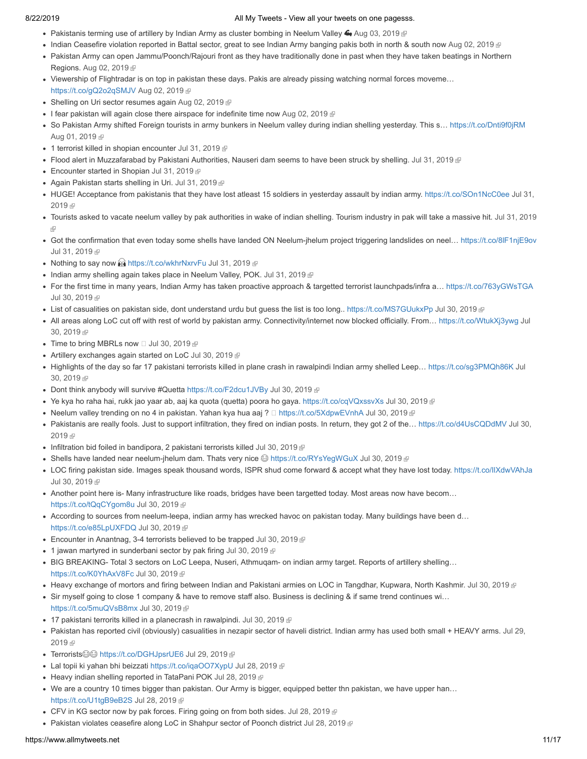- Pakistanis terming use of artillery by Indian Army as cluster bombing in Neelum Valley 💪 Aug 03, 2019
- Indian Ceasefire violation reported in Battal sector, great to see Indian Army banging pakis both in north & south now Aug 02, 2019
- Pakistan Army can open Jammu/Poonch/Rajouri front as they have traditionally done in past when they have taken beatings in Northern Regions. Aug 02, 2019
- Viewership of Flightradar is on top in pakistan these days. Pakis are already pissing watching normal forces moveme… https://t.co/gQ2o2qSMJV Aug 02, 2019
- Shelling on Uri sector resumes again Aug 02, 2019
- I fear pakistan will again close there airspace for indefinite time now Aug 02, 2019
- So Pakistan Army shifted Foreign tourists in army bunkers in Neelum valley during indian shelling yesterday. This s… https://t.co/Dnti9f0jRM Aug 01, 2019
- 1 terrorist killed in shopian encounter Jul 31, 2019
- Flood alert in Muzzafarabad by Pakistani Authorities, Nauseri dam seems to have been struck by shelling. Jul 31, 2019
- Encounter started in Shopian Jul 31, 2019
- Again Pakistan starts shelling in Uri. Jul 31, 2019
- HUGE! Acceptance from pakistanis that they have lost atleast 15 soldiers in yesterday assault by indian army. https://t.co/SOn1NcC0ee Jul 31, 2019
- Tourists asked to vacate neelum valley by pak authorities in wake of indian shelling. Tourism industry in pak will take a massive hit. Jul 31, 2019
- Got the confirmation that even today some shells have landed ON Neelum-jhelum project triggering landslides on neel… https://t.co/8lF1njE9ov Jul 31, 2019
- Nothing to say now 🎧 https://t.co/wkhrNxrvFu Jul 31, 2019
- Indian army shelling again takes place in Neelum Valley, POK. Jul 31, 2019
- For the first time in many years, Indian Army has taken proactive approach & targetted terrorist launchpads/infra a… https://t.co/763yGWsTGA Jul 30, 2019
- List of casualities on pakistan side, dont understand urdu but guess the list is too long.. https://t.co/MS7GUukxPp Jul 30, 2019
- All areas along LoC cut off with rest of world by pakistan army. Connectivity/internet now blocked officially. From… https://t.co/WtukXj3ywg Jul 30, 2019
- Time to bring MBRLs now Jul 30, 2019
- Artillery exchanges again started on LoC Jul 30, 2019
- Highlights of the day so far 17 pakistani terrorists killed in plane crash in rawalpindi Indian army shelled Leep… https://t.co/sg3PMQh86K Jul 30, 2019
- Dont think anybody will survive #Quetta https://t.co/F2dcu1JVBy Jul 30, 2019
- Ye kya ho raha hai, rukk jao yaar ab, aaj ka quota (quetta) poora ho gaya. https://t.co/cqVQxssvXs Jul 30, 2019
- Neelum valley trending on no 4 in pakistan. Yahan kya hua aaj ? https://t.co/5XdpwEVnhA Jul 30, 2019
- Pakistanis are really fools. Just to support infiltration, they fired on indian posts. In return, they got 2 of the… https://t.co/d4UsCQDdMV Jul 30, 2019
- Infiltration bid foiled in bandipora, 2 pakistani terrorists killed Jul 30, 2019
- Shells have landed near neelum-jhelum dam. Thats very nice 😊 https://t.co/RYsYegWGuX Jul 30, 2019
- LOC firing pakistan side. Images speak thousand words, ISPR shud come forward & accept what they have lost today. https://t.co/lIXdwVAhJa Jul 30, 2019
- Another point here is- Many infrastructure like roads, bridges have been targetted today. Most areas now have becom… https://t.co/tQqCYgom8u Jul 30, 2019
- According to sources from neelum-leepa, indian army has wrecked havoc on pakistan today. Many buildings have been d… https://t.co/e85LpUXFDQ Jul 30, 2019
- Encounter in Anantnag, 3-4 terrorists believed to be trapped Jul 30, 2019
- 1 jawan martyred in sunderbani sector by pak firing Jul 30, 2019
- BIG BREAKING- Total 3 sectors on LoC Leepa, Nuseri, Athmuqam- on indian army target. Reports of artillery shelling… https://t.co/K0YhAxV8Fc Jul 30, 2019
- Heavy exchange of mortars and firing between Indian and Pakistani armies on LOC in Tangdhar, Kupwara, North Kashmir. Jul 30, 2019
- Sir myself going to close 1 company & have to remove staff also. Business is declining & if same trend continues wi… https://t.co/5muQVsB8mx Jul 30, 2019
- 17 pakistani terrorits killed in a planecrash in rawalpindi. Jul 30, 2019
- Pakistan has reported civil (obviously) casualities in nezapir sector of haveli district. Indian army has used both small + HEAVY arms. Jul 29, 2019
- Terrorists😂😂 https://t.co/DGHJpsrUE6 Jul 29, 2019
- Lal topii ki yahan bhi beizzati https://t.co/iqaOO7XypU Jul 28, 2019
- Heavy indian shelling reported in TataPani POK Jul 28, 2019
- We are a country 10 times bigger than pakistan. Our Army is bigger, equipped better thn pakistan, we have upper han… https://t.co/U1tgB9eB2S Jul 28, 2019
- CFV in KG sector now by pak forces. Firing going on from both sides. Jul 28, 2019
- Pakistan violates ceasefire along LoC in Shahpur sector of Poonch district Jul 28, 2019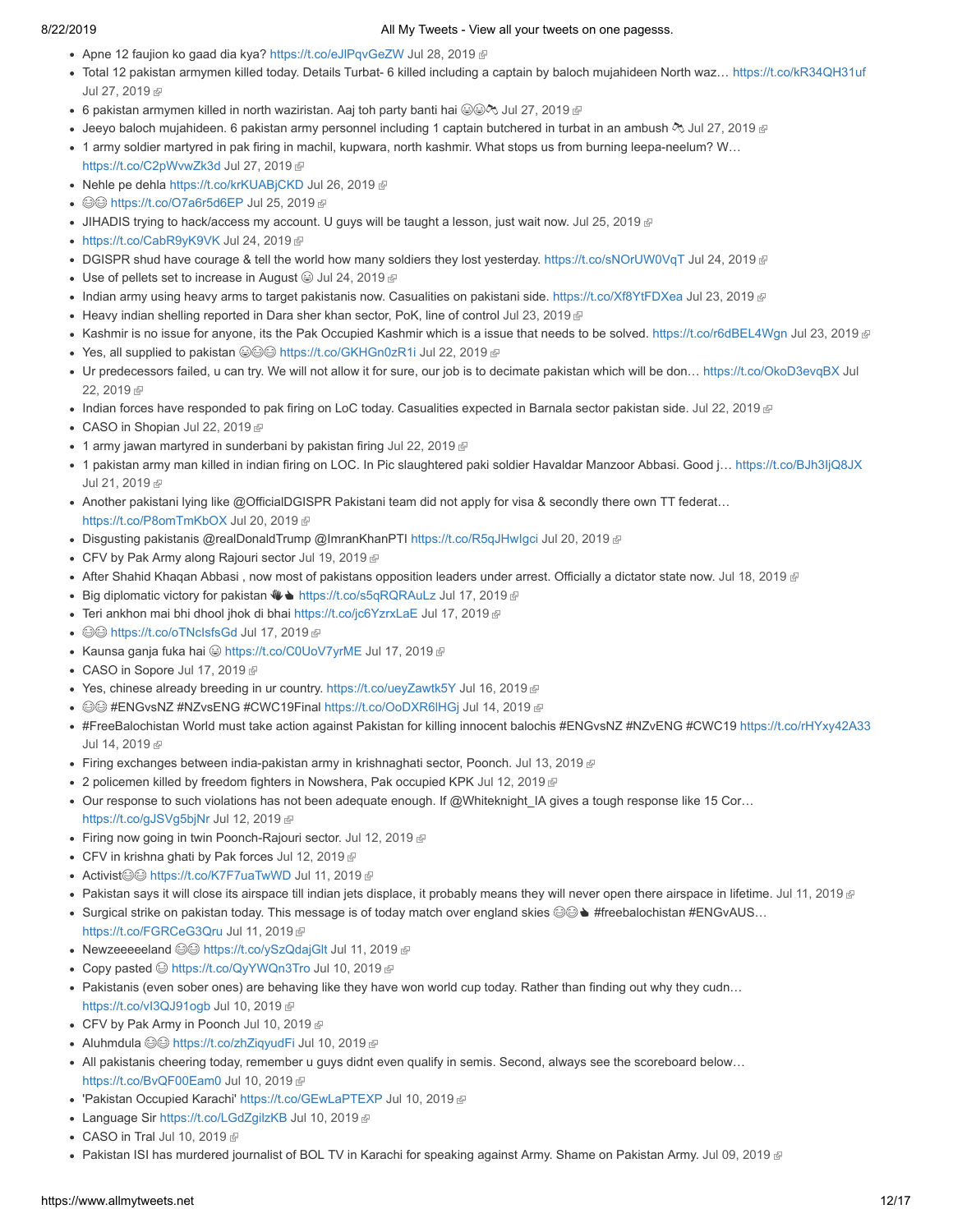- Apne 12 faujion ko gaad dia kya? https://t.co/eJlPqvGeZW Jul 28, 2019
- Total 12 pakistan armymen killed today. Details Turbat- 6 killed including a captain by baloch mujahideen North waz… https://t.co/kR34QH31uf Jul 27, 2019
- 6 pakistan armymen killed in north waziristan. Aaj toh party banti hai 😂😂🍾 Jul 27, 2019
- Jeeyo baloch mujahideen. 6 pakistan army personnel including 1 captain butchered in turbat in an ambush 🍾 Jul 27, 2019
- 1 army soldier martyred in pak firing in machil, kupwara, north kashmir. What stops us from burning leepa-neelum? W… https://t.co/C2pWvwZk3d Jul 27, 2019
- Nehle pe dehla https://t.co/krKUABjCKD Jul 26, 2019
- 😂😂 https://t.co/O7a6r5d6EP Jul 25, 2019
- JIHADIS trying to hack/access my account. U guys will be taught a lesson, just wait now. Jul 25, 2019
- https://t.co/CabR9yK9VK Jul 24, 2019
- DGISPR shud have courage & tell the world how many soldiers they lost yesterday. https://t.co/sNOrUW0VqT Jul 24, 2019
- Use of pellets set to increase in August 😉 Jul 24, 2019
- Indian army using heavy arms to target pakistanis now. Casualities on pakistani side. https://t.co/Xf8YtFDXea Jul 23, 2019
- Heavy indian shelling reported in Dara sher khan sector, PoK, line of control Jul 23, 2019
- Kashmir is no issue for anyone, its the Pak Occupied Kashmir which is a issue that needs to be solved. https://t.co/r6dBEL4Wgn Jul 23, 2019
- Yes, all supplied to pakistan 😂😂😂 https://t.co/GKHGn0zR1i Jul 22, 2019
- Ur predecessors failed, u can try. We will not allow it for sure, our job is to decimate pakistan which will be don… https://t.co/OkoD3evqBX Jul 22, 2019
- Indian forces have responded to pak firing on LoC today. Casualities expected in Barnala sector pakistan side. Jul 22, 2019
- CASO in Shopian Jul 22, 2019
- 1 army jawan martyred in sunderbani by pakistan firing Jul 22, 2019
- 1 pakistan army man killed in indian firing on LOC. In Pic slaughtered paki soldier Havaldar Manzoor Abbasi. Good j… https://t.co/BJh3IjQ8JX Jul 21, 2019
- Another pakistani lying like @OfficialDGISPR Pakistani team did not apply for visa & secondly there own TT federat… https://t.co/P8omTmKbOX Jul 20, 2019
- Disgusting pakistanis @realDonaldTrump @ImranKhanPTI https://t.co/R5qJHwIgci Jul 20, 2019
- CFV by Pak Army along Rajouri sector Jul 19, 2019
- After Shahid Khaqan Abbasi , now most of pakistans opposition leaders under arrest. Officially a dictator state now. Jul 18, 2019
- Big diplomatic victory for pakistan 👋👆 https://t.co/s5qRQRAuLz Jul 17, 2019
- Teri ankhon mai bhi dhool jhok di bhai https://t.co/jc6YzrxLaE Jul 17, 2019
- 😂😂 https://t.co/oTNcIsfsGd Jul 17, 2019
- Kaunsa ganja fuka hai 😉 https://t.co/C0UoV7yrME Jul 17, 2019
- CASO in Sopore Jul 17, 2019
- Yes, chinese already breeding in ur country. https://t.co/ueyZawtk5Y Jul 16, 2019
- 😂😂 #ENGvsNZ #NZvsENG #CWC19Final https://t.co/OoDXR6lHGj Jul 14, 2019
- #FreeBalochistan World must take action against Pakistan for killing innocent balochis #ENGvsNZ #NZvENG #CWC19 https://t.co/rHYxy42A33 Jul 14, 2019
- Firing exchanges between india-pakistan army in krishnaghati sector, Poonch. Jul 13, 2019
- 2 policemen killed by freedom fighters in Nowshera, Pak occupied KPK Jul 12, 2019
- Our response to such violations has not been adequate enough. If @Whiteknight_IA gives a tough response like 15 Cor… https://t.co/gJSVg5bjNr Jul 12, 2019
- Firing now going in twin Poonch-Rajouri sector. Jul 12, 2019
- CFV in krishna ghati by Pak forces Jul 12, 2019
- Activist😂😂 https://t.co/K7F7uaTwWD Jul 11, 2019
- Pakistan says it will close its airspace till indian jets displace, it probably means they will never open there airspace in lifetime. Jul 11, 2019
- Surgical strike on pakistan today. This message is of today match over england skies 😂😂👆 #freebalochistan #ENGvAUS… https://t.co/FGRCeG3Qru Jul 11, 2019
- Newzeeeeeland 😂😂 https://t.co/ySzQdajGlt Jul 11, 2019
- Copy pasted 😉 https://t.co/QyYWQn3Tro Jul 10, 2019
- Pakistanis (even sober ones) are behaving like they have won world cup today. Rather than finding out why they cudn… https://t.co/vI3QJ91ogb Jul 10, 2019
- CFV by Pak Army in Poonch Jul 10, 2019
- Aluhmdula 😂😂 https://t.co/zhZiqyudFi Jul 10, 2019
- All pakistanis cheering today, remember u guys didnt even qualify in semis. Second, always see the scoreboard below… https://t.co/BvQF00Eam0 Jul 10, 2019
- 'Pakistan Occupied Karachi' https://t.co/GEwLaPTEXP Jul 10, 2019
- Language Sir https://t.co/LGdZgilzKB Jul 10, 2019
- CASO in Tral Jul 10, 2019
- Pakistan ISI has murdered journalist of BOL TV in Karachi for speaking against Army. Shame on Pakistan Army. Jul 09, 2019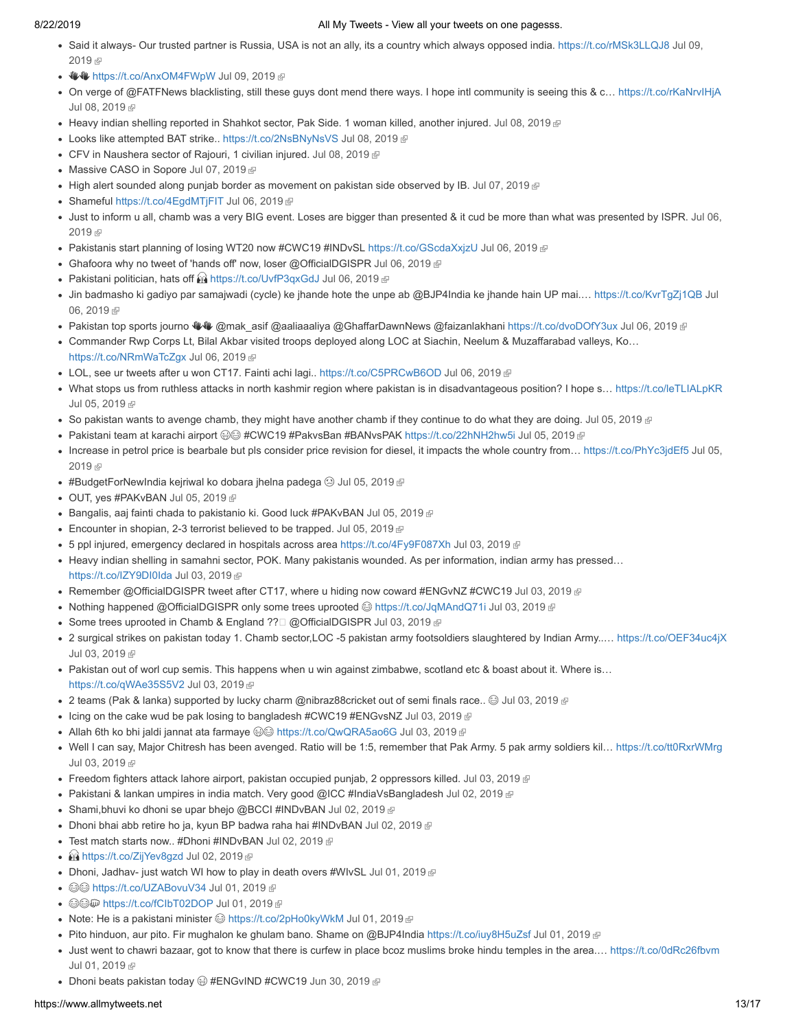- Said it always- Our trusted partner is Russia, USA is not an ally, its a country which always opposed india. https://t.co/rMSk3LLQJ8 Jul 09, 2019
- 👏👏 https://t.co/AnxOM4FWpW Jul 09, 2019
- On verge of @FATFNews blacklisting, still these guys dont mend there ways. I hope intl community is seeing this & c… https://t.co/rKaNrvIHjA Jul 08, 2019
- Heavy indian shelling reported in Shahkot sector, Pak Side. 1 woman killed, another injured. Jul 08, 2019
- Looks like attempted BAT strike.. https://t.co/2NsBNyNsVS Jul 08, 2019
- CFV in Naushera sector of Rajouri, 1 civilian injured. Jul 08, 2019
- Massive CASO in Sopore Jul 07, 2019
- High alert sounded along punjab border as movement on pakistan side observed by IB. Jul 07, 2019
- Shameful https://t.co/4EgdMTjFIT Jul 06, 2019
- Just to inform u all, chamb was a very BIG event. Loses are bigger than presented & it cud be more than what was presented by ISPR. Jul 06, 2019
- Pakistanis start planning of losing WT20 now #CWC19 #INDvSL https://t.co/GScdaXxjzU Jul 06, 2019
- Ghafoora why no tweet of 'hands off' now, loser @OfficialDGISPR Jul 06, 2019
- Pakistani politician, hats off 🎧 https://t.co/UvfP3qxGdJ Jul 06, 2019
- Jin badmasho ki gadiyo par samajwadi (cycle) ke jhande hote the unpe ab @BJP4India ke jhande hain UP mai.… https://t.co/KvrTgZj1QB Jul 06, 2019
- Pakistan top sports journo 👏👏 @mak_asif @aaliaaaliya @GhaffarDawnNews @faizanlakhani https://t.co/dvoDOfY3ux Jul 06, 2019
- Commander Rwp Corps Lt, Bilal Akbar visited troops deployed along LOC at Siachin, Neelum & Muzaffarabad valleys, Ko… https://t.co/NRmWaTcZgx Jul 06, 2019
- LOL, see ur tweets after u won CT17. Fainti achi lagi.. https://t.co/C5PRCwB6OD Jul 06, 2019
- What stops us from ruthless attacks in north kashmir region where pakistan is in disadvantageous position? I hope s… https://t.co/leTLIALpKR Jul 05, 2019
- So pakistan wants to avenge chamb, they might have another chamb if they continue to do what they are doing. Jul 05, 2019
- Pakistani team at karachi airport 😂😂 #CWC19 #PakvsBan #BANvsPAK https://t.co/22hNH2hw5i Jul 05, 2019
- Increase in petrol price is bearbale but pls consider price revision for diesel, it impacts the whole country from… https://t.co/PhYc3jdEf5 Jul 05, 2019
- #BudgetForNewIndia kejriwal ko dobara jhelna padega ☹ Jul 05, 2019
- OUT, yes #PAKvBAN Jul 05, 2019
- Bangalis, aaj fainti chada to pakistanio ki. Good luck #PAKvBAN Jul 05, 2019
- Encounter in shopian, 2-3 terrorist believed to be trapped. Jul 05, 2019
- 5 ppl injured, emergency declared in hospitals across area https://t.co/4Fy9F087Xh Jul 03, 2019
- Heavy indian shelling in samahni sector, POK. Many pakistanis wounded. As per information, indian army has pressed… https://t.co/lZY9DI0lda Jul 03, 2019
- Remember @OfficialDGISPR tweet after CT17, where u hiding now coward #ENGvNZ #CWC19 Jul 03, 2019
- Nothing happened @OfficialDGISPR only some trees uprooted 😂 https://t.co/JqMAndQ71i Jul 03, 2019
- Some trees uprooted in Chamb & England ??� @OfficialDGISPR Jul 03, 2019
- 2 surgical strikes on pakistan today 1. Chamb sector,LOC -5 pakistan army footsoldiers slaughtered by Indian Army..… https://t.co/OEF34uc4jX Jul 03, 2019
- Pakistan out of worl cup semis. This happens when u win against zimbabwe, scotland etc & boast about it. Where is… https://t.co/qWAe35S5V2 Jul 03, 2019
- 2 teams (Pak & lanka) supported by lucky charm @nibraz88cricket out of semi finals race.. 😂 Jul 03, 2019
- Icing on the cake wud be pak losing to bangladesh #CWC19 #ENGvsNZ Jul 03, 2019
- Allah 6th ko bhi jaldi jannat ata farmaye 😂😂 https://t.co/QwQRA5ao6G Jul 03, 2019
- Well I can say, Major Chitresh has been avenged. Ratio will be 1:5, remember that Pak Army. 5 pak army soldiers kil… https://t.co/tt0RxrWMrg Jul 03, 2019
- Freedom fighters attack lahore airport, pakistan occupied punjab, 2 oppressors killed. Jul 03, 2019
- Pakistani & lankan umpires in india match. Very good @ICC #IndiaVsBangladesh Jul 02, 2019
- Shami,bhuvi ko dhoni se upar bhejo @BCCI #INDvBAN Jul 02, 2019
- Dhoni bhai abb retire ho ja, kyun BP badwa raha hai #INDvBAN Jul 02, 2019
- Test match starts now.. #Dhoni #INDvBAN Jul 02, 2019
- 🎧 https://t.co/ZijYev8gzd Jul 02, 2019
- Dhoni, Jadhav- just watch WI how to play in death overs #WIvSL Jul 01, 2019
- 😂😂 https://t.co/UZABovuV34 Jul 01, 2019
- 😂😂🤭 https://t.co/fClbT02DOP Jul 01, 2019
- Note: He is a pakistani minister 😂 https://t.co/2pHo0kyWkM Jul 01, 2019
- Pito hinduon, aur pito. Fir mughalon ke ghulam bano. Shame on @BJP4India https://t.co/iuy8H5uZsf Jul 01, 2019
- Just went to chawri bazaar, got to know that there is curfew in place bcoz muslims broke hindu temples in the area.… https://t.co/0dRc26fbvm Jul 01, 2019
- Dhoni beats pakistan today 😂 #ENGvIND #CWC19 Jun 30, 2019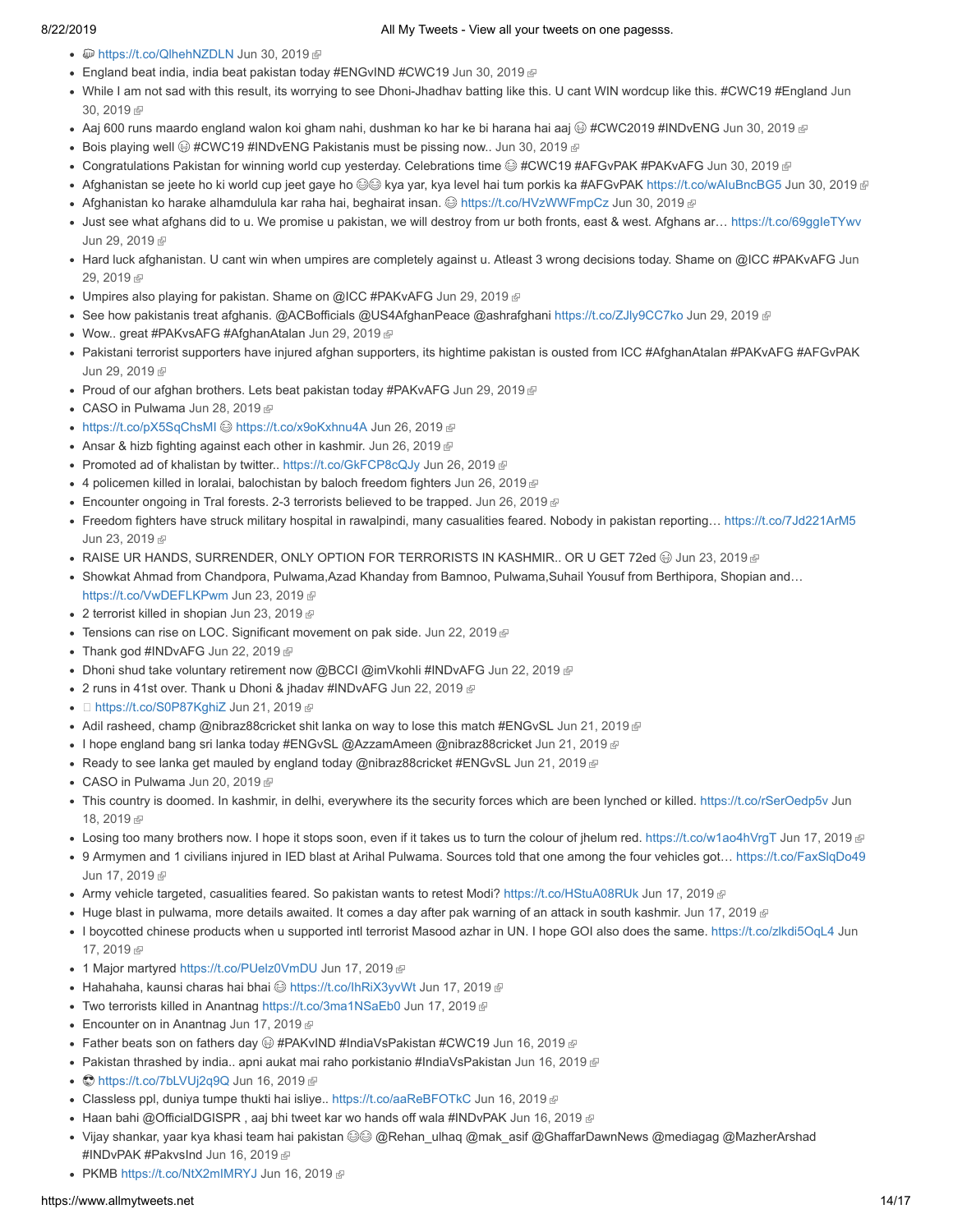- 🤬 https://t.co/QlhehNZDLN Jun 30, 2019
- England beat india, india beat pakistan today #ENGvIND #CWC19 Jun 30, 2019
- While I am not sad with this result, its worrying to see Dhoni-Jhadhav batting like this. U cant WIN wordcup like this. #CWC19 #England Jun 30, 2019
- Aaj 600 runs maardo england walon koi gham nahi, dushman ko har ke bi harana hai aaj 😂 #CWC2019 #INDvENG Jun 30, 2019
- Bois playing well 😂 #CWC19 #INDvENG Pakistanis must be pissing now.. Jun 30, 2019
- Congratulations Pakistan for winning world cup yesterday. Celebrations time 😂 #CWC19 #AFGvPAK #PAKvAFG Jun 30, 2019
- Afghanistan se jeete ho ki world cup jeet gaye ho 😂😂 kya yar, kya level hai tum porkis ka #AFGvPAK https://t.co/wAIuBncBG5 Jun 30, 2019
- Afghanistan ko harake alhamdulula kar raha hai, beghairat insan. 😂 https://t.co/HVzWWFmpCz Jun 30, 2019
- Just see what afghans did to u. We promise u pakistan, we will destroy from ur both fronts, east & west. Afghans ar… https://t.co/69ggIeTYwv Jun 29, 2019
- Hard luck afghanistan. U cant win when umpires are completely against u. Atleast 3 wrong decisions today. Shame on @ICC #PAKvAFG Jun 29, 2019
- Umpires also playing for pakistan. Shame on @ICC #PAKvAFG Jun 29, 2019
- See how pakistanis treat afghanis. @ACBofficials @US4AfghanPeace @ashrafghani https://t.co/ZJly9CC7ko Jun 29, 2019
- Wow.. great #PAKvsAFG #AfghanAtalan Jun 29, 2019
- Pakistani terrorist supporters have injured afghan supporters, its hightime pakistan is ousted from ICC #AfghanAtalan #PAKvAFG #AFGvPAK Jun 29, 2019
- Proud of our afghan brothers. Lets beat pakistan today #PAKvAFG Jun 29, 2019
- CASO in Pulwama Jun 28, 2019
- https://t.co/pX5SqChsMI 😂 https://t.co/x9oKxhnu4A Jun 26, 2019
- Ansar & hizb fighting against each other in kashmir. Jun 26, 2019
- Promoted ad of khalistan by twitter.. https://t.co/GkFCP8cQJy Jun 26, 2019
- 4 policemen killed in loralai, balochistan by baloch freedom fighters Jun 26, 2019
- Encounter ongoing in Tral forests. 2-3 terrorists believed to be trapped. Jun 26, 2019
- Freedom fighters have struck military hospital in rawalpindi, many casualities feared. Nobody in pakistan reporting… https://t.co/7Jd221ArM5 Jun 23, 2019
- RAISE UR HANDS, SURRENDER, ONLY OPTION FOR TERRORISTS IN KASHMIR.. OR U GET 72ed 😂 Jun 23, 2019
- Showkat Ahmad from Chandpora, Pulwama,Azad Khanday from Bamnoo, Pulwama,Suhail Yousuf from Berthipora, Shopian and… https://t.co/VwDEFLKPwm Jun 23, 2019
- 2 terrorist killed in shopian Jun 23, 2019
- Tensions can rise on LOC. Significant movement on pak side. Jun 22, 2019
- Thank god #INDvAFG Jun 22, 2019
- Dhoni shud take voluntary retirement now @BCCI @imVkohli #INDvAFG Jun 22, 2019
- 2 runs in 41st over. Thank u Dhoni & jhadav #INDvAFG Jun 22, 2019
- https://t.co/S0P87KghiZ Jun 21, 2019
- Adil rasheed, champ @nibraz88cricket shit lanka on way to lose this match #ENGvSL Jun 21, 2019
- I hope england bang sri lanka today #ENGvSL @AzzamAmeen @nibraz88cricket Jun 21, 2019
- Ready to see lanka get mauled by england today @nibraz88cricket #ENGvSL Jun 21, 2019
- CASO in Pulwama Jun 20, 2019
- This country is doomed. In kashmir, in delhi, everywhere its the security forces which are been lynched or killed. https://t.co/rSerOedp5v Jun 18, 2019
- Losing too many brothers now. I hope it stops soon, even if it takes us to turn the colour of jhelum red. https://t.co/w1ao4hVrgT Jun 17, 2019
- 9 Armymen and 1 civilians injured in IED blast at Arihal Pulwama. Sources told that one among the four vehicles got… https://t.co/FaxSlqDo49 Jun 17, 2019
- Army vehicle targeted, casualities feared. So pakistan wants to retest Modi? https://t.co/HStuA08RUk Jun 17, 2019
- Huge blast in pulwama, more details awaited. It comes a day after pak warning of an attack in south kashmir. Jun 17, 2019
- I boycotted chinese products when u supported intl terrorist Masood azhar in UN. I hope GOI also does the same. https://t.co/zlkdi5OqL4 Jun 17, 2019
- 1 Major martyred https://t.co/PUelz0VmDU Jun 17, 2019
- Hahahaha, kaunsi charas hai bhai 😂 https://t.co/IhRiX3yvWt Jun 17, 2019
- Two terrorists killed in Anantnag https://t.co/3ma1NSaEb0 Jun 17, 2019
- Encounter on in Anantnag Jun 17, 2019
- Father beats son on fathers day 😜 #PAKvIND #IndiaVsPakistan #CWC19 Jun 16, 2019
- Pakistan thrashed by india.. apni aukat mai raho porkistanio #IndiaVsPakistan Jun 16, 2019
- 😎 https://t.co/7bLVUj2q9Q Jun 16, 2019
- Classless ppl, duniya tumpe thukti hai isliye.. https://t.co/aaReBFOTkC Jun 16, 2019
- Haan bahi @OfficialDGISPR , aaj bhi tweet kar wo hands off wala #INDvPAK Jun 16, 2019
- Vijay shankar, yaar kya khasi team hai pakistan 😂😂 @Rehan_ulhaq @mak_asif @GhaffarDawnNews @mediagag @MazherArshad #INDvPAK #PakvsInd Jun 16, 2019
- PKMB https://t.co/NtX2mIMRYJ Jun 16, 2019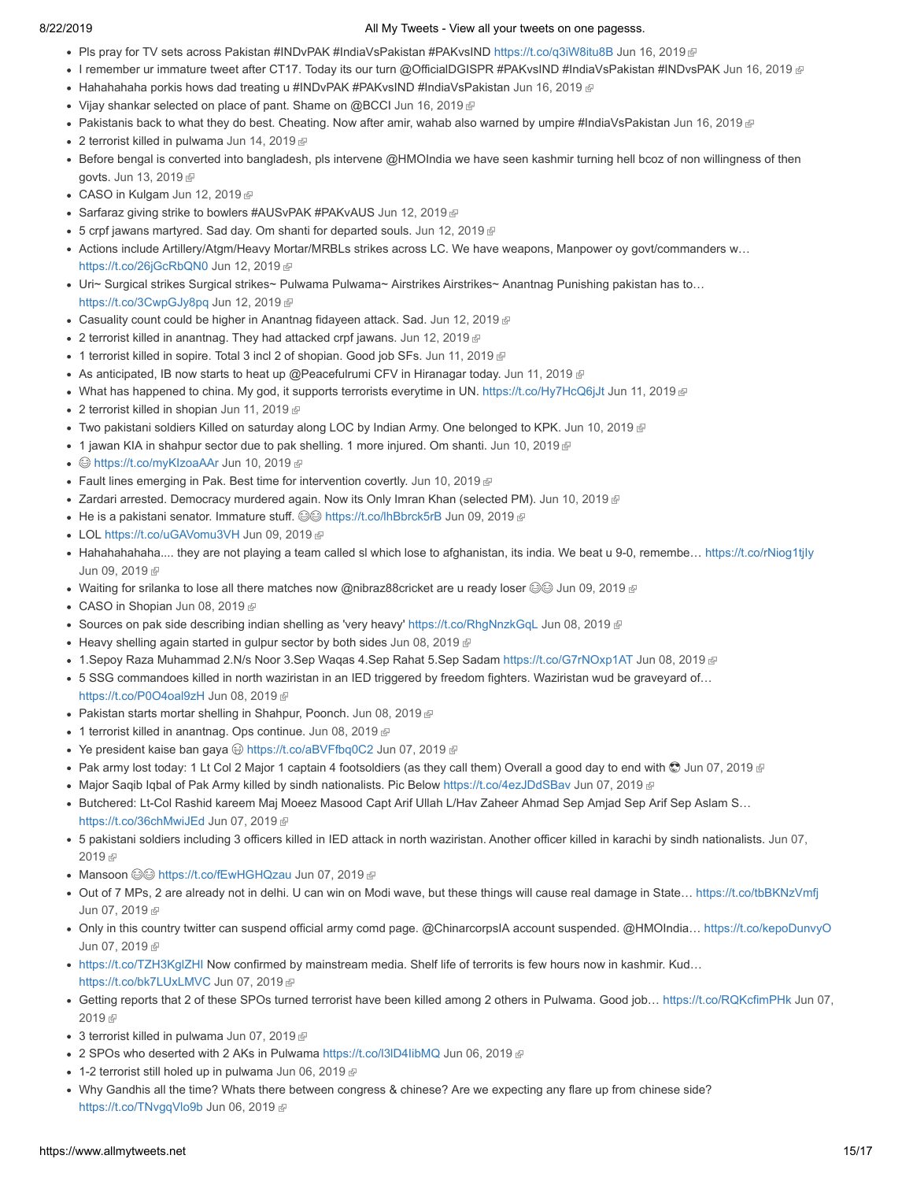- Pls pray for TV sets across Pakistan #INDvPAK #IndiaVsPakistan #PAKvsIND https://t.co/q3iW8itu8B Jun 16, 2019
- I remember ur immature tweet after CT17. Today its our turn @OfficialDGISPR #PAKvsIND #IndiaVsPakistan #INDvsPAK Jun 16, 2019
- Hahahahaha porkis hows dad treating u #INDvPAK #PAKvsIND #IndiaVsPakistan Jun 16, 2019
- Vijay shankar selected on place of pant. Shame on @BCCI Jun 16, 2019
- Pakistanis back to what they do best. Cheating. Now after amir, wahab also warned by umpire #IndiaVsPakistan Jun 16, 2019
- 2 terrorist killed in pulwama Jun 14, 2019
- Before bengal is converted into bangladesh, pls intervene @HMOIndia we have seen kashmir turning hell bcoz of non willingness of then govts. Jun 13, 2019
- CASO in Kulgam Jun 12, 2019
- Sarfaraz giving strike to bowlers #AUSvPAK #PAKvAUS Jun 12, 2019
- 5 crpf jawans martyred. Sad day. Om shanti for departed souls. Jun 12, 2019
- Actions include Artillery/Atgm/Heavy Mortar/MRBLs strikes across LC. We have weapons, Manpower oy govt/commanders w… https://t.co/26jGcRbQN0 Jun 12, 2019
- Uri~ Surgical strikes Surgical strikes~ Pulwama Pulwama~ Airstrikes Airstrikes~ Anantnag Punishing pakistan has to… https://t.co/3CwpGJy8pq Jun 12, 2019
- Casuality count could be higher in Anantnag fidayeen attack. Sad. Jun 12, 2019
- 2 terrorist killed in anantnag. They had attacked crpf jawans. Jun 12, 2019
- 1 terrorist killed in sopire. Total 3 incl 2 of shopian. Good job SFs. Jun 11, 2019
- As anticipated, IB now starts to heat up @Peacefulrumi CFV in Hiranagar today. Jun 11, 2019
- What has happened to china. My god, it supports terrorists everytime in UN. https://t.co/Hy7HcQ6jJt Jun 11, 2019
- 2 terrorist killed in shopian Jun 11, 2019
- Two pakistani soldiers Killed on saturday along LOC by Indian Army. One belonged to KPK. Jun 10, 2019
- 1 jawan KIA in shahpur sector due to pak shelling. 1 more injured. Om shanti. Jun 10, 2019
- 😂 https://t.co/myKIzoaAAr Jun 10, 2019
- Fault lines emerging in Pak. Best time for intervention covertly. Jun 10, 2019
- Zardari arrested. Democracy murdered again. Now its Only Imran Khan (selected PM). Jun 10, 2019
- He is a pakistani senator. Immature stuff. 😂😂 https://t.co/lhBbrck5rB Jun 09, 2019
- LOL https://t.co/uGAVomu3VH Jun 09, 2019
- Hahahahahaha.... they are not playing a team called sl which lose to afghanistan, its india. We beat u 9-0, remembe… https://t.co/rNiog1tjIy Jun 09, 2019
- Waiting for srilanka to lose all there matches now @nibraz88cricket are u ready loser 😂😂 Jun 09, 2019
- CASO in Shopian Jun 08, 2019
- Sources on pak side describing indian shelling as 'very heavy' https://t.co/RhgNnzkGqL Jun 08, 2019
- Heavy shelling again started in gulpur sector by both sides Jun 08, 2019
- 1.Sepoy Raza Muhammad 2.N/s Noor 3.Sep Waqas 4.Sep Rahat 5.Sep Sadam https://t.co/G7rNOxp1AT Jun 08, 2019
- 5 SSG commandoes killed in north waziristan in an IED triggered by freedom fighters. Waziristan wud be graveyard of… https://t.co/P0O4oal9zH Jun 08, 2019
- Pakistan starts mortar shelling in Shahpur, Poonch. Jun 08, 2019
- 1 terrorist killed in anantnag. Ops continue. Jun 08, 2019
- Ye president kaise ban gaya 😁 https://t.co/aBVFfbq0C2 Jun 07, 2019
- Pak army lost today: 1 Lt Col 2 Major 1 captain 4 footsoldiers (as they call them) Overall a good day to end with 😎 Jun 07, 2019
- Major Saqib Iqbal of Pak Army killed by sindh nationalists. Pic Below https://t.co/4ezJDdSBav Jun 07, 2019
- Butchered: Lt-Col Rashid kareem Maj Moeez Masood Capt Arif Ullah L/Hav Zaheer Ahmad Sep Amjad Sep Arif Sep Aslam S… https://t.co/36chMwiJEd Jun 07, 2019
- 5 pakistani soldiers including 3 officers killed in IED attack in north waziristan. Another officer killed in karachi by sindh nationalists. Jun 07, 2019
- Mansoon 😂😂 https://t.co/fEwHGHQzau Jun 07, 2019
- Out of 7 MPs, 2 are already not in delhi. U can win on Modi wave, but these things will cause real damage in State… https://t.co/tbBKNzVmfj Jun 07, 2019
- Only in this country twitter can suspend official army comd page. @ChinarcorpsIA account suspended. @HMOIndia… https://t.co/kepoDunvyO Jun 07, 2019
- https://t.co/TZH3KglZHI Now confirmed by mainstream media. Shelf life of terrorits is few hours now in kashmir. Kud… https://t.co/bk7LUxLMVC Jun 07, 2019
- Getting reports that 2 of these SPOs turned terrorist have been killed among 2 others in Pulwama. Good job… https://t.co/RQKcfimPHk Jun 07, 2019
- 3 terrorist killed in pulwama Jun 07, 2019
- 2 SPOs who deserted with 2 AKs in Pulwama https://t.co/l3lD4IibMQ Jun 06, 2019
- 1-2 terrorist still holed up in pulwama Jun 06, 2019
- Why Gandhis all the time? Whats there between congress & chinese? Are we expecting any flare up from chinese side? https://t.co/TNvgqVlo9b Jun 06, 2019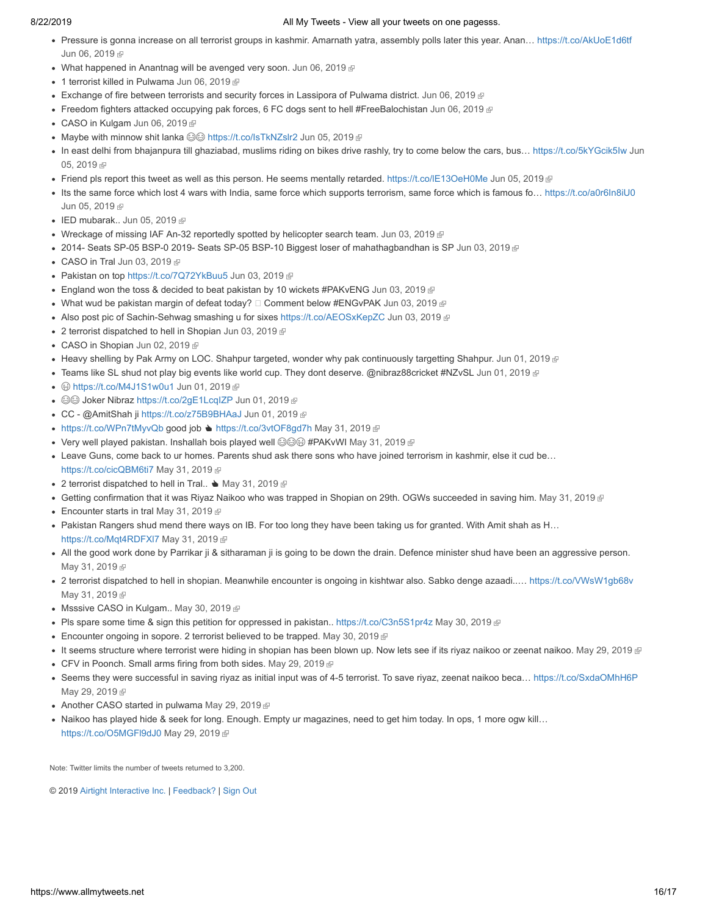- Pressure is gonna increase on all terrorist groups in kashmir. Amarnath yatra, assembly polls later this year. Anan… https://t.co/AkUoE1d6tf Jun 06, 2019
- What happened in Anantnag will be avenged very soon. Jun 06, 2019
- 1 terrorist killed in Pulwama Jun 06, 2019
- Exchange of fire between terrorists and security forces in Lassipora of Pulwama district. Jun 06, 2019
- Freedom fighters attacked occupying pak forces, 6 FC dogs sent to hell #FreeBalochistan Jun 06, 2019
- CASO in Kulgam Jun 06, 2019
- Maybe with minnow shit lanka 😂😂 https://t.co/IsTkNZslr2 Jun 05, 2019
- In east delhi from bhajanpura till ghaziabad, muslims riding on bikes drive rashly, try to come below the cars, bus… https://t.co/5kYGcik5Iw Jun 05, 2019
- Friend pls report this tweet as well as this person. He seems mentally retarded. https://t.co/lE13OeH0Me Jun 05, 2019
- Its the same force which lost 4 wars with India, same force which supports terrorism, same force which is famous fo… https://t.co/a0r6In8iU0 Jun 05, 2019
- IED mubarak.. Jun 05, 2019
- Wreckage of missing IAF An-32 reportedly spotted by helicopter search team. Jun 03, 2019
- 2014- Seats SP-05 BSP-0 2019- Seats SP-05 BSP-10 Biggest loser of mahathagbandhan is SP Jun 03, 2019
- CASO in Tral Jun 03, 2019
- Pakistan on top https://t.co/7Q72YkBuu5 Jun 03, 2019
- England won the toss & decided to beat pakistan by 10 wickets #PAKvENG Jun 03, 2019
- What wud be pakistan margin of defeat today? Comment below #ENGvPAK Jun 03, 2019
- Also post pic of Sachin-Sehwag smashing u for sixes https://t.co/AEOSxKepZC Jun 03, 2019
- 2 terrorist dispatched to hell in Shopian Jun 03, 2019
- CASO in Shopian Jun 02, 2019
- Heavy shelling by Pak Army on LOC. Shahpur targeted, wonder why pak continuously targetting Shahpur. Jun 01, 2019
- Teams like SL shud not play big events like world cup. They dont deserve. @nibraz88cricket #NZvSL Jun 01, 2019
- 🤣 https://t.co/M4J1S1w0u1 Jun 01, 2019
- 😂😂 Joker Nibraz https://t.co/2gE1LcqIZP Jun 01, 2019
- CC - @AmitShah ji https://t.co/z75B9BHAaJ Jun 01, 2019
- https://t.co/WPn7tMyvQb good job 👍 https://t.co/3vtOF8gd7h May 31, 2019
- Very well played pakistan. Inshallah bois played well 😂😂🤣 #PAKvWI May 31, 2019
- Leave Guns, come back to ur homes. Parents shud ask there sons who have joined terrorism in kashmir, else it cud be… https://t.co/cicQBM6ti7 May 31, 2019
- 2 terrorist dispatched to hell in Tral.. 👍 May 31, 2019
- Getting confirmation that it was Riyaz Naikoo who was trapped in Shopian on 29th. OGWs succeeded in saving him. May 31, 2019
- Encounter starts in tral May 31, 2019
- Pakistan Rangers shud mend there ways on IB. For too long they have been taking us for granted. With Amit shah as H… https://t.co/Mqt4RDFXl7 May 31, 2019
- All the good work done by Parrikar ji & sitharaman ji is going to be down the drain. Defence minister shud have been an aggressive person. May 31, 2019
- 2 terrorist dispatched to hell in shopian. Meanwhile encounter is ongoing in kishtwar also. Sabko denge azaadi..… https://t.co/VWsW1gb68v May 31, 2019
- Msssive CASO in Kulgam.. May 30, 2019
- Pls spare some time & sign this petition for oppressed in pakistan.. https://t.co/C3n5S1pr4z May 30, 2019
- Encounter ongoing in sopore. 2 terrorist believed to be trapped. May 30, 2019
- It seems structure where terrorist were hiding in shopian has been blown up. Now lets see if its riyaz naikoo or zeenat naikoo. May 29, 2019
- CFV in Poonch. Small arms firing from both sides. May 29, 2019
- Seems they were successful in saving riyaz as initial input was of 4-5 terrorist. To save riyaz, zeenat naikoo beca… https://t.co/SxdaOMhH6P May 29, 2019
- Another CASO started in pulwama May 29, 2019
- Naikoo has played hide & seek for long. Enough. Empty ur magazines, need to get him today. In ops, 1 more ogw kill… https://t.co/O5MGFl9dJ0 May 29, 2019

Note: Twitter limits the number of tweets returned to 3,200.

© 2019 Airtight Interactive Inc. | Feedback? | Sign Out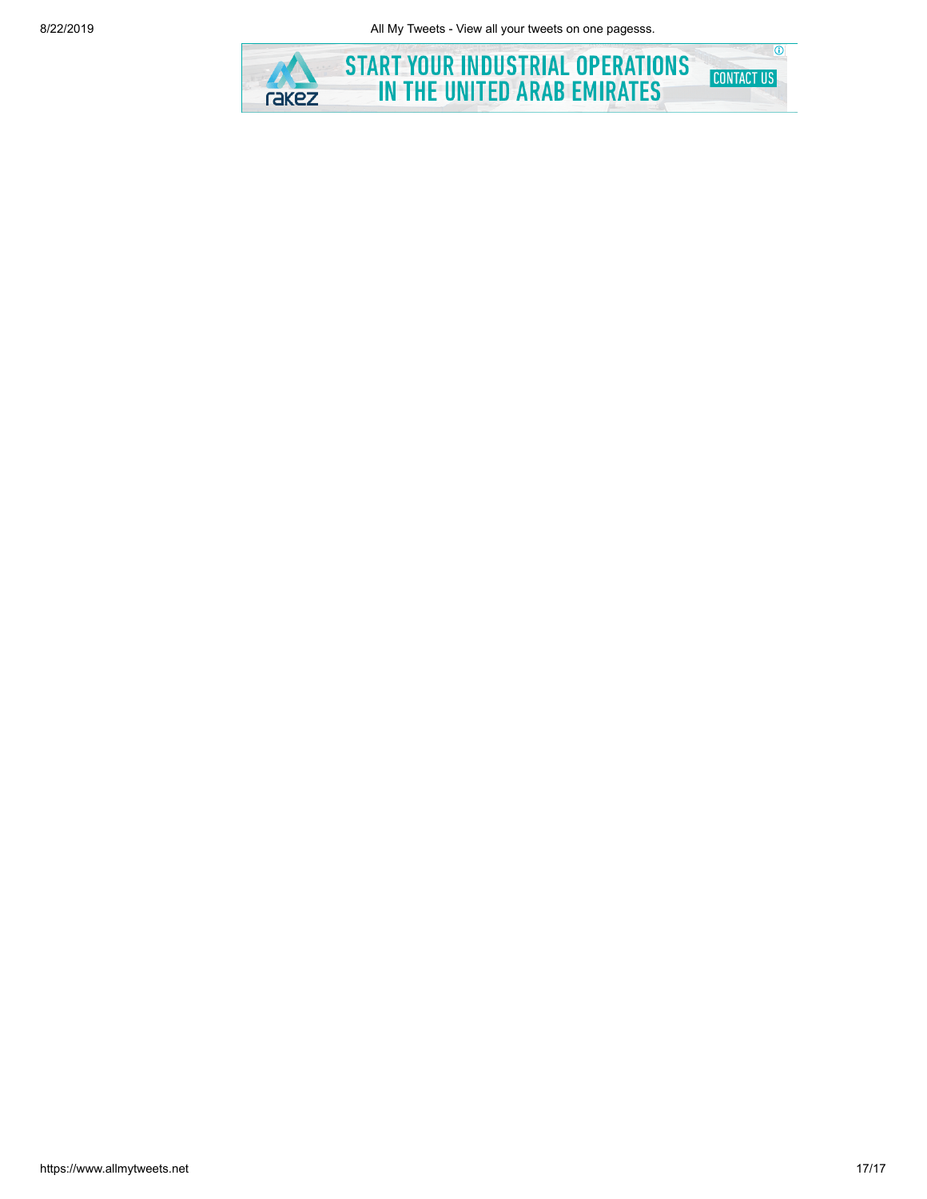START YOUR INDUSTRIAL OPERATIONS
IN THE UNITED ARAB EMIRATES

CONTACT US

rakez